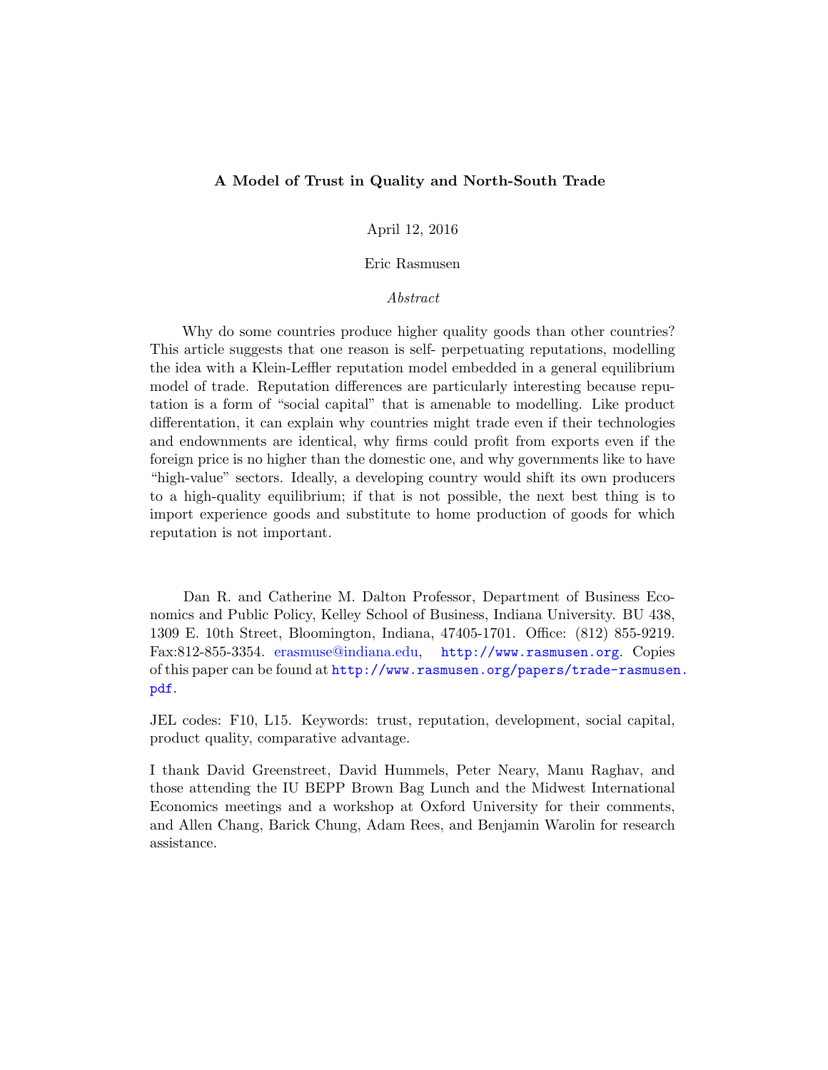**A Model of Trust in Quality and North-South Trade**

April 12, 2016

Eric Rasmusen

*Abstract*

Why do some countries produce higher quality goods than other countries? This article suggests that one reason is self- perpetuating reputations, modelling the idea with a Klein-Leffler reputation model embedded in a general equilibrium model of trade. Reputation differences are particularly interesting because reputation is a form of "social capital" that is amenable to modelling. Like product differentation, it can explain why countries might trade even if their technologies and endowments are identical, why firms could profit from exports even if the foreign price is no higher than the domestic one, and why governments like to have "high-value" sectors. Ideally, a developing country would shift its own producers to a high-quality equilibrium; if that is not possible, the next best thing is to import experience goods and substitute to home production of goods for which reputation is not important.

Dan R. and Catherine M. Dalton Professor, Department of Business Economics and Public Policy, Kelley School of Business, Indiana University. BU 438, 1309 E. 10th Street, Bloomington, Indiana, 47405-1701. Office: (812) 855-9219. Fax:812-855-3354. erasmuse@indiana.edu, http://www.rasmusen.org. Copies of this paper can be found at http://www.rasmusen.org/papers/trade-rasmusen.pdf.

JEL codes: F10, L15. Keywords: trust, reputation, development, social capital, product quality, comparative advantage.

I thank David Greenstreet, David Hummels, Peter Neary, Manu Raghav, and those attending the IU BEPP Brown Bag Lunch and the Midwest International Economics meetings and a workshop at Oxford University for their comments, and Allen Chang, Barick Chung, Adam Rees, and Benjamin Warolin for research assistance.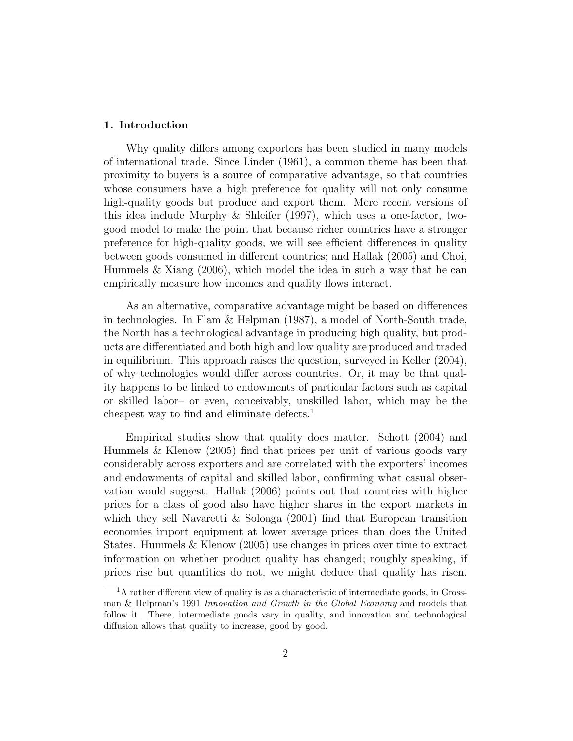## 1. Introduction

Why quality differs among exporters has been studied in many models of international trade. Since Linder (1961), a common theme has been that proximity to buyers is a source of comparative advantage, so that countries whose consumers have a high preference for quality will not only consume high-quality goods but produce and export them. More recent versions of this idea include Murphy & Shleifer (1997), which uses a one-factor, two-good model to make the point that because richer countries have a stronger preference for high-quality goods, we will see efficient differences in quality between goods consumed in different countries; and Hallak (2005) and Choi, Hummels & Xiang (2006), which model the idea in such a way that he can empirically measure how incomes and quality flows interact.

As an alternative, comparative advantage might be based on differences in technologies. In Flam & Helpman (1987), a model of North-South trade, the North has a technological advantage in producing high quality, but products are differentiated and both high and low quality are produced and traded in equilibrium. This approach raises the question, surveyed in Keller (2004), of why technologies would differ across countries. Or, it may be that quality happens to be linked to endowments of particular factors such as capital or skilled labor– or even, conceivably, unskilled labor, which may be the cheapest way to find and eliminate defects.[1]

Empirical studies show that quality does matter. Schott (2004) and Hummels & Klenow (2005) find that prices per unit of various goods vary considerably across exporters and are correlated with the exporters' incomes and endowments of capital and skilled labor, confirming what casual observation would suggest. Hallak (2006) points out that countries with higher prices for a class of good also have higher shares in the export markets in which they sell Navaretti & Soloaga (2001) find that European transition economies import equipment at lower average prices than does the United States. Hummels & Klenow (2005) use changes in prices over time to extract information on whether product quality has changed; roughly speaking, if prices rise but quantities do not, we might deduce that quality has risen.

[1] A rather different view of quality is as a characteristic of intermediate goods, in Grossman & Helpman's 1991 *Innovation and Growth in the Global Economy* and models that follow it. There, intermediate goods vary in quality, and innovation and technological diffusion allows that quality to increase, good by good.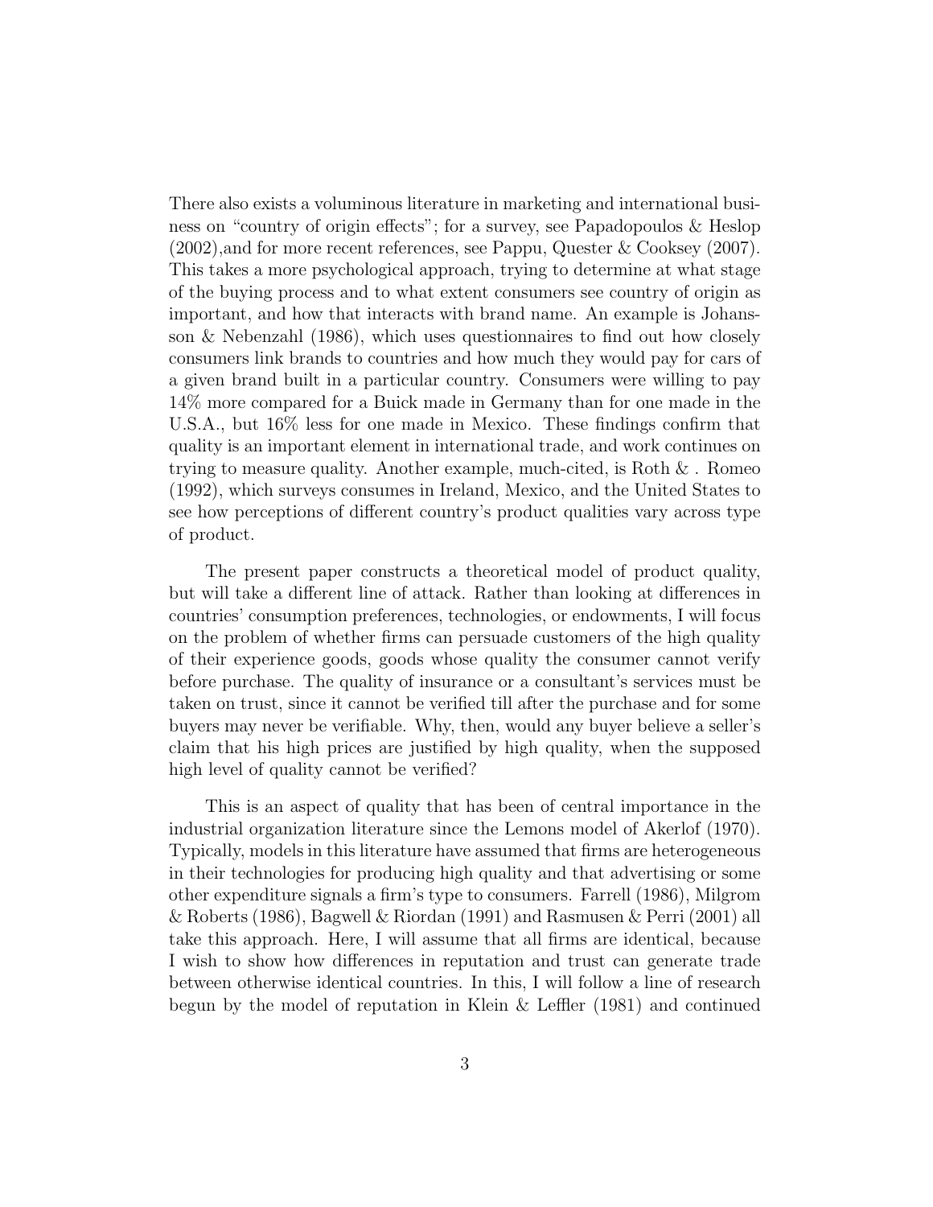There also exists a voluminous literature in marketing and international business on "country of origin effects"; for a survey, see Papadopoulos & Heslop (2002),and for more recent references, see Pappu, Quester & Cooksey (2007). This takes a more psychological approach, trying to determine at what stage of the buying process and to what extent consumers see country of origin as important, and how that interacts with brand name. An example is Johansson & Nebenzahl (1986), which uses questionnaires to find out how closely consumers link brands to countries and how much they would pay for cars of a given brand built in a particular country. Consumers were willing to pay 14% more compared for a Buick made in Germany than for one made in the U.S.A., but 16% less for one made in Mexico. These findings confirm that quality is an important element in international trade, and work continues on trying to measure quality. Another example, much-cited, is Roth & . Romeo (1992), which surveys consumes in Ireland, Mexico, and the United States to see how perceptions of different country's product qualities vary across type of product.

The present paper constructs a theoretical model of product quality, but will take a different line of attack. Rather than looking at differences in countries' consumption preferences, technologies, or endowments, I will focus on the problem of whether firms can persuade customers of the high quality of their experience goods, goods whose quality the consumer cannot verify before purchase. The quality of insurance or a consultant's services must be taken on trust, since it cannot be verified till after the purchase and for some buyers may never be verifiable. Why, then, would any buyer believe a seller's claim that his high prices are justified by high quality, when the supposed high level of quality cannot be verified?

This is an aspect of quality that has been of central importance in the industrial organization literature since the Lemons model of Akerlof (1970). Typically, models in this literature have assumed that firms are heterogeneous in their technologies for producing high quality and that advertising or some other expenditure signals a firm's type to consumers. Farrell (1986), Milgrom & Roberts (1986), Bagwell & Riordan (1991) and Rasmusen & Perri (2001) all take this approach. Here, I will assume that all firms are identical, because I wish to show how differences in reputation and trust can generate trade between otherwise identical countries. In this, I will follow a line of research begun by the model of reputation in Klein & Leffler (1981) and continued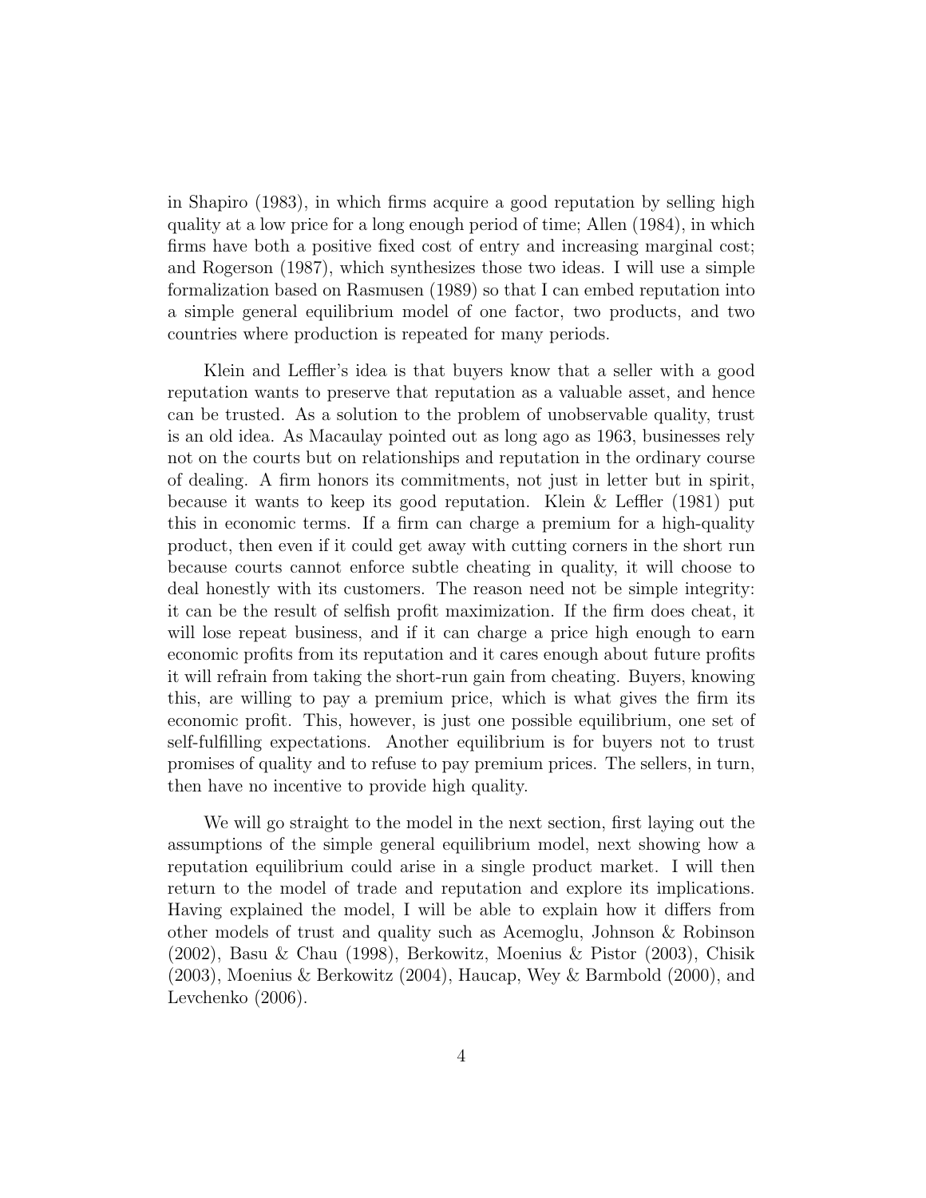in Shapiro (1983), in which firms acquire a good reputation by selling high quality at a low price for a long enough period of time; Allen (1984), in which firms have both a positive fixed cost of entry and increasing marginal cost; and Rogerson (1987), which synthesizes those two ideas. I will use a simple formalization based on Rasmusen (1989) so that I can embed reputation into a simple general equilibrium model of one factor, two products, and two countries where production is repeated for many periods.

Klein and Leffler's idea is that buyers know that a seller with a good reputation wants to preserve that reputation as a valuable asset, and hence can be trusted. As a solution to the problem of unobservable quality, trust is an old idea. As Macaulay pointed out as long ago as 1963, businesses rely not on the courts but on relationships and reputation in the ordinary course of dealing. A firm honors its commitments, not just in letter but in spirit, because it wants to keep its good reputation. Klein & Leffler (1981) put this in economic terms. If a firm can charge a premium for a high-quality product, then even if it could get away with cutting corners in the short run because courts cannot enforce subtle cheating in quality, it will choose to deal honestly with its customers. The reason need not be simple integrity: it can be the result of selfish profit maximization. If the firm does cheat, it will lose repeat business, and if it can charge a price high enough to earn economic profits from its reputation and it cares enough about future profits it will refrain from taking the short-run gain from cheating. Buyers, knowing this, are willing to pay a premium price, which is what gives the firm its economic profit. This, however, is just one possible equilibrium, one set of self-fulfilling expectations. Another equilibrium is for buyers not to trust promises of quality and to refuse to pay premium prices. The sellers, in turn, then have no incentive to provide high quality.

We will go straight to the model in the next section, first laying out the assumptions of the simple general equilibrium model, next showing how a reputation equilibrium could arise in a single product market. I will then return to the model of trade and reputation and explore its implications. Having explained the model, I will be able to explain how it differs from other models of trust and quality such as Acemoglu, Johnson & Robinson (2002), Basu & Chau (1998), Berkowitz, Moenius & Pistor (2003), Chisik (2003), Moenius & Berkowitz (2004), Haucap, Wey & Barmbold (2000), and Levchenko (2006).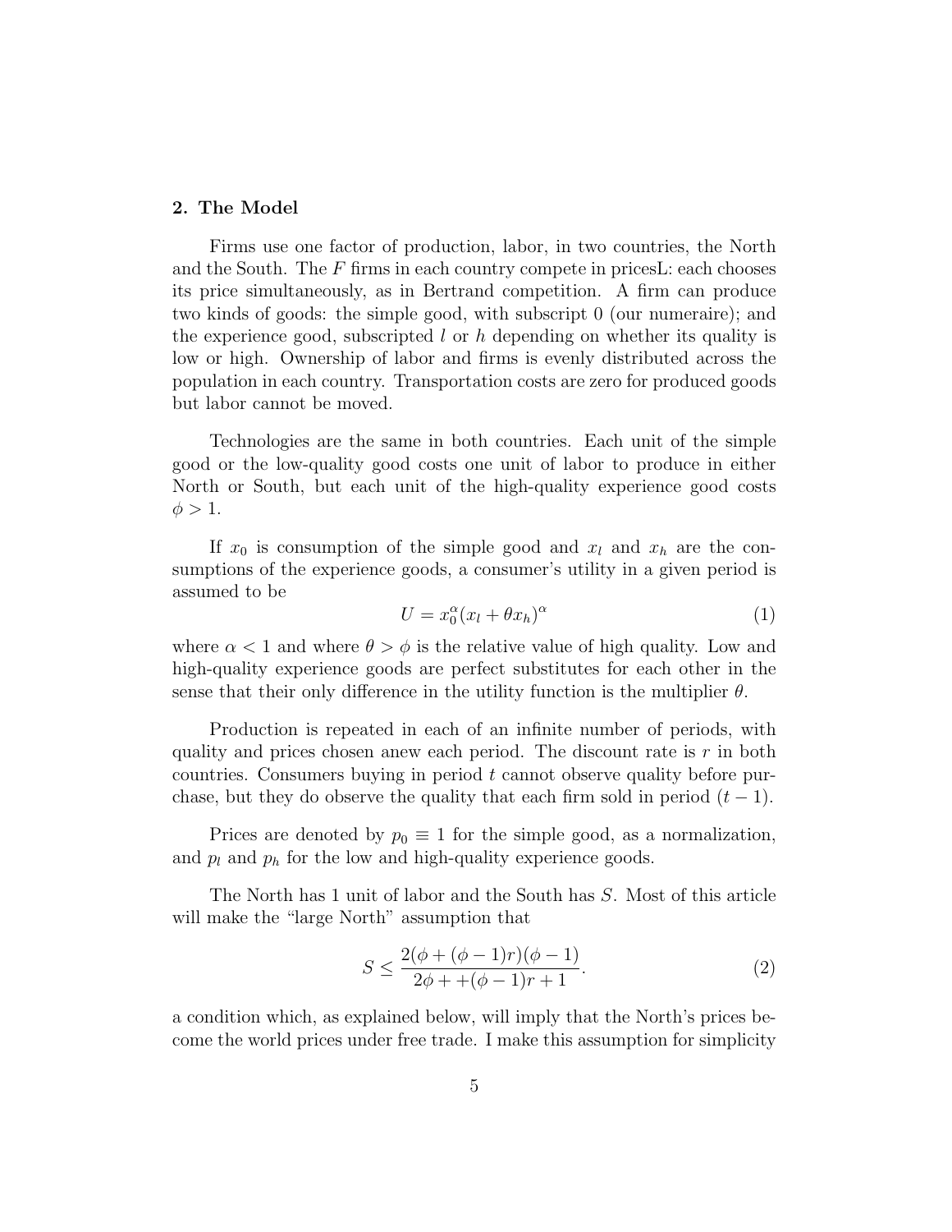## 2. The Model

Firms use one factor of production, labor, in two countries, the North and the South. The $F$ firms in each country compete in pricesL: each chooses its price simultaneously, as in Bertrand competition. A firm can produce two kinds of goods: the simple good, with subscript 0 (our numeraire); and the experience good, subscripted $l$ or $h$ depending on whether its quality is low or high. Ownership of labor and firms is evenly distributed across the population in each country. Transportation costs are zero for produced goods but labor cannot be moved.

Technologies are the same in both countries. Each unit of the simple good or the low-quality good costs one unit of labor to produce in either North or South, but each unit of the high-quality experience good costs $\phi > 1$.

If $x_0$ is consumption of the simple good and $x_l$ and $x_h$ are the consumptions of the experience goods, a consumer's utility in a given period is assumed to be

$$U = x_0^{\alpha}(x_l + \theta x_h)^{\alpha} \tag{1}$$

where $\alpha < 1$ and where $\theta > \phi$ is the relative value of high quality. Low and high-quality experience goods are perfect substitutes for each other in the sense that their only difference in the utility function is the multiplier $\theta$.

Production is repeated in each of an infinite number of periods, with quality and prices chosen anew each period. The discount rate is $r$ in both countries. Consumers buying in period $t$ cannot observe quality before purchase, but they do observe the quality that each firm sold in period $(t-1)$.

Prices are denoted by $p_0 \equiv 1$ for the simple good, as a normalization, and $p_l$ and $p_h$ for the low and high-quality experience goods.

The North has 1 unit of labor and the South has $S$. Most of this article will make the "large North" assumption that

$$S \leq \frac{2(\phi + (\phi - 1)r)(\phi - 1)}{2\phi + +(\phi - 1)r + 1}. \tag{2}$$

a condition which, as explained below, will imply that the North's prices become the world prices under free trade. I make this assumption for simplicity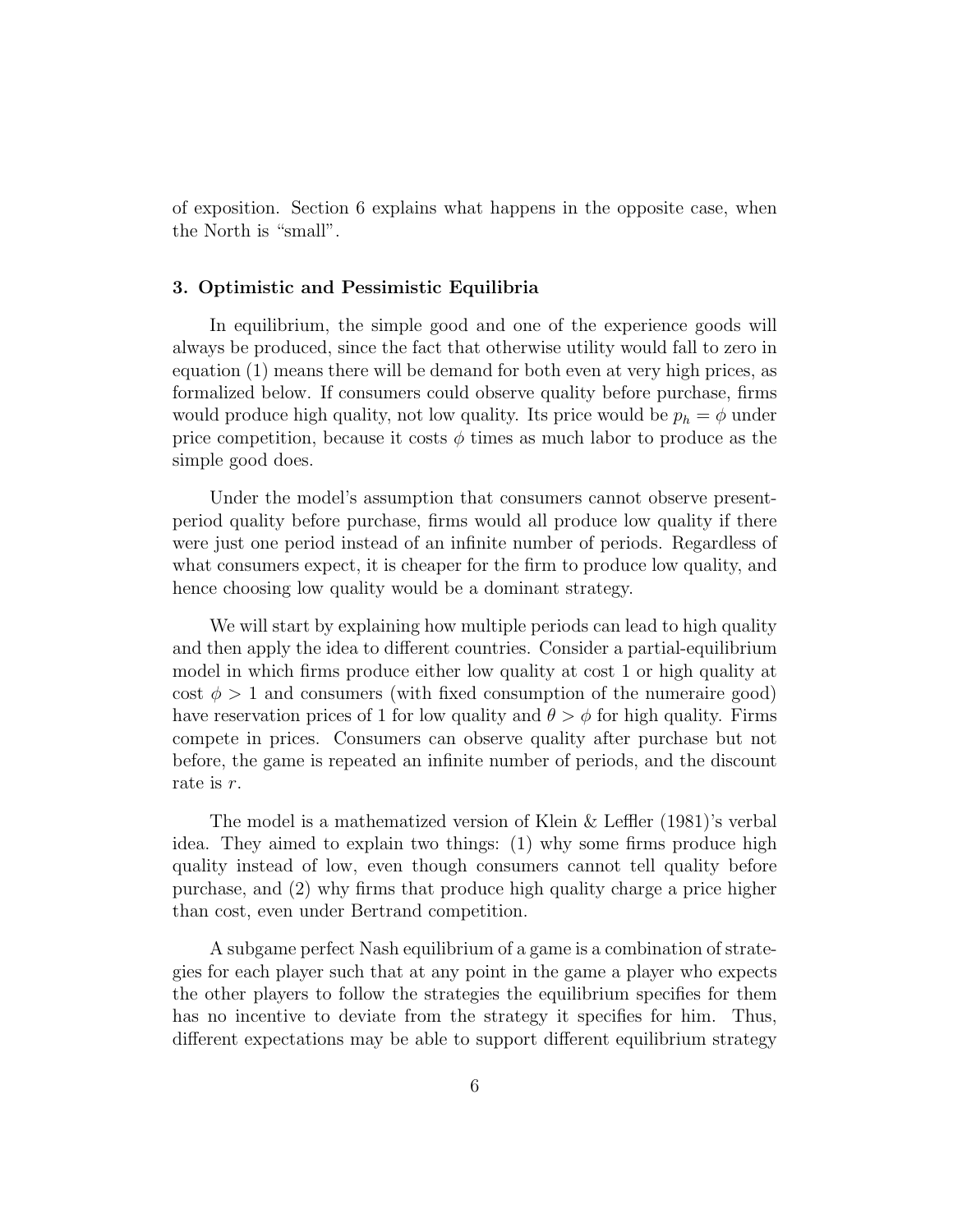of exposition. Section 6 explains what happens in the opposite case, when the North is "small".

### 3. Optimistic and Pessimistic Equilibria

In equilibrium, the simple good and one of the experience goods will always be produced, since the fact that otherwise utility would fall to zero in equation (1) means there will be demand for both even at very high prices, as formalized below. If consumers could observe quality before purchase, firms would produce high quality, not low quality. Its price would be $p_h = \phi$ under price competition, because it costs $\phi$ times as much labor to produce as the simple good does.

Under the model's assumption that consumers cannot observe present-period quality before purchase, firms would all produce low quality if there were just one period instead of an infinite number of periods. Regardless of what consumers expect, it is cheaper for the firm to produce low quality, and hence choosing low quality would be a dominant strategy.

We will start by explaining how multiple periods can lead to high quality and then apply the idea to different countries. Consider a partial-equilibrium model in which firms produce either low quality at cost 1 or high quality at cost $\phi > 1$ and consumers (with fixed consumption of the numeraire good) have reservation prices of 1 for low quality and $\theta > \phi$ for high quality. Firms compete in prices. Consumers can observe quality after purchase but not before, the game is repeated an infinite number of periods, and the discount rate is $r$.

The model is a mathematized version of Klein & Leffler (1981)'s verbal idea. They aimed to explain two things: (1) why some firms produce high quality instead of low, even though consumers cannot tell quality before purchase, and (2) why firms that produce high quality charge a price higher than cost, even under Bertrand competition.

A subgame perfect Nash equilibrium of a game is a combination of strategies for each player such that at any point in the game a player who expects the other players to follow the strategies the equilibrium specifies for them has no incentive to deviate from the strategy it specifies for him. Thus, different expectations may be able to support different equilibrium strategy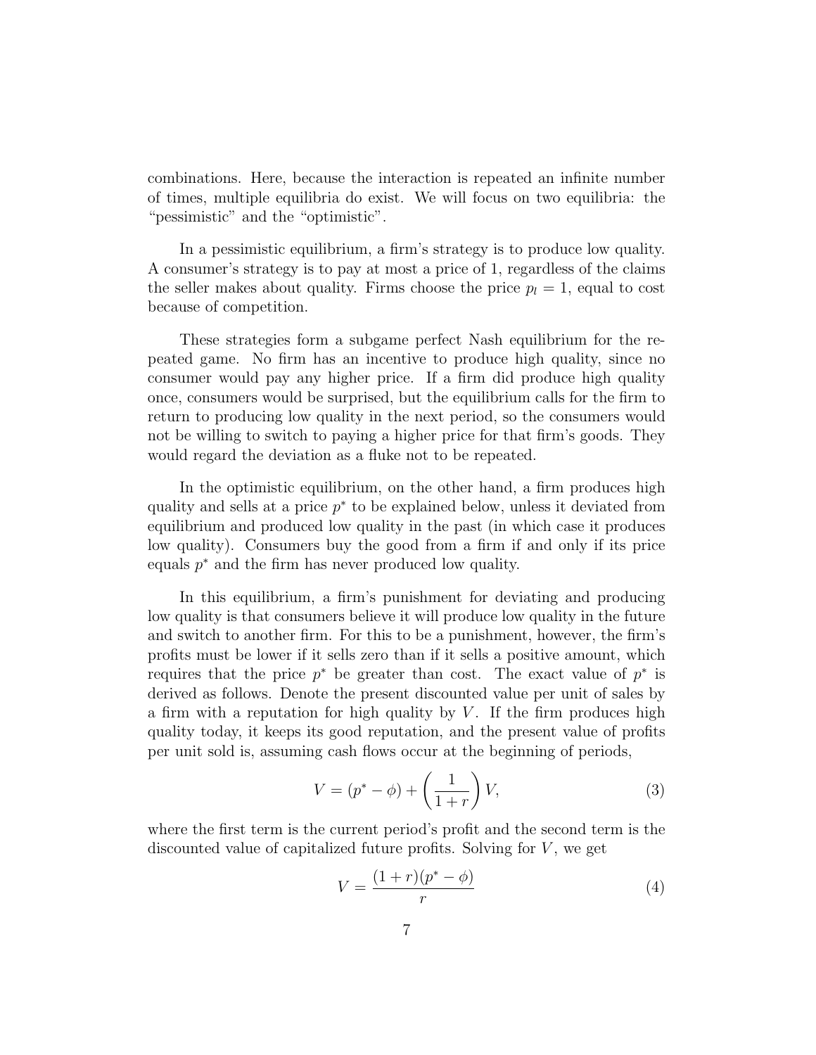combinations. Here, because the interaction is repeated an infinite number of times, multiple equilibria do exist. We will focus on two equilibria: the "pessimistic" and the "optimistic".

In a pessimistic equilibrium, a firm's strategy is to produce low quality. A consumer's strategy is to pay at most a price of 1, regardless of the claims the seller makes about quality. Firms choose the price $p_l = 1$, equal to cost because of competition.

These strategies form a subgame perfect Nash equilibrium for the repeated game. No firm has an incentive to produce high quality, since no consumer would pay any higher price. If a firm did produce high quality once, consumers would be surprised, but the equilibrium calls for the firm to return to producing low quality in the next period, so the consumers would not be willing to switch to paying a higher price for that firm's goods. They would regard the deviation as a fluke not to be repeated.

In the optimistic equilibrium, on the other hand, a firm produces high quality and sells at a price $p^*$ to be explained below, unless it deviated from equilibrium and produced low quality in the past (in which case it produces low quality). Consumers buy the good from a firm if and only if its price equals $p^*$ and the firm has never produced low quality.

In this equilibrium, a firm's punishment for deviating and producing low quality is that consumers believe it will produce low quality in the future and switch to another firm. For this to be a punishment, however, the firm's profits must be lower if it sells zero than if it sells a positive amount, which requires that the price $p^*$ be greater than cost. The exact value of $p^*$ is derived as follows. Denote the present discounted value per unit of sales by a firm with a reputation for high quality by $V$. If the firm produces high quality today, it keeps its good reputation, and the present value of profits per unit sold is, assuming cash flows occur at the beginning of periods,

$$V = (p^* - \phi) + \left(\frac{1}{1+r}\right) V, \tag{3}$$

where the first term is the current period's profit and the second term is the discounted value of capitalized future profits. Solving for $V$, we get

$$V = \frac{(1+r)(p^* - \phi)}{r} \tag{4}$$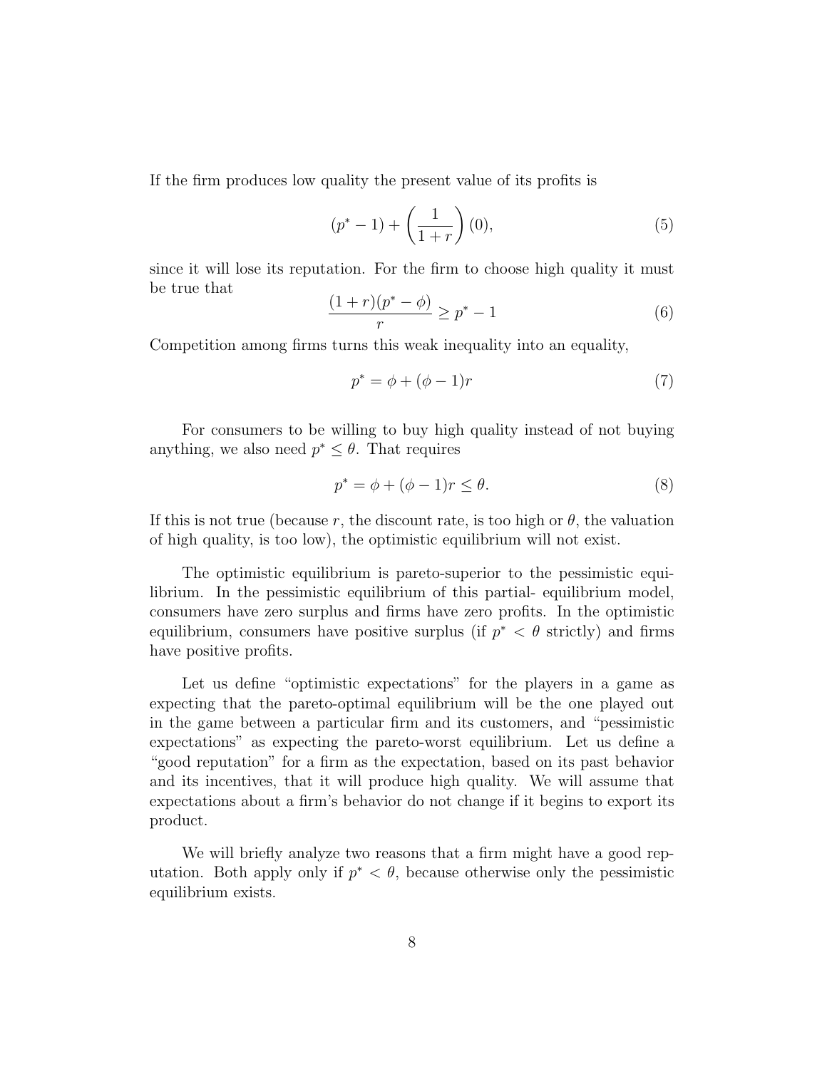If the firm produces low quality the present value of its profits is

$$(p^* - 1) + \left(\frac{1}{1+r}\right)(0), \tag{5}$$

since it will lose its reputation. For the firm to choose high quality it must be true that

$$\frac{(1+r)(p^* - \phi)}{r} \geq p^* - 1 \tag{6}$$

Competition among firms turns this weak inequality into an equality,

$$p^* = \phi + (\phi - 1)r \tag{7}$$

For consumers to be willing to buy high quality instead of not buying anything, we also need $p^* \leq \theta$. That requires

$$p^* = \phi + (\phi - 1)r \leq \theta. \tag{8}$$

If this is not true (because $r$, the discount rate, is too high or $\theta$, the valuation of high quality, is too low), the optimistic equilibrium will not exist.

The optimistic equilibrium is pareto-superior to the pessimistic equilibrium. In the pessimistic equilibrium of this partial- equilibrium model, consumers have zero surplus and firms have zero profits. In the optimistic equilibrium, consumers have positive surplus (if $p^* < \theta$ strictly) and firms have positive profits.

Let us define "optimistic expectations" for the players in a game as expecting that the pareto-optimal equilibrium will be the one played out in the game between a particular firm and its customers, and "pessimistic expectations" as expecting the pareto-worst equilibrium. Let us define a "good reputation" for a firm as the expectation, based on its past behavior and its incentives, that it will produce high quality. We will assume that expectations about a firm's behavior do not change if it begins to export its product.

We will briefly analyze two reasons that a firm might have a good reputation. Both apply only if $p^* < \theta$, because otherwise only the pessimistic equilibrium exists.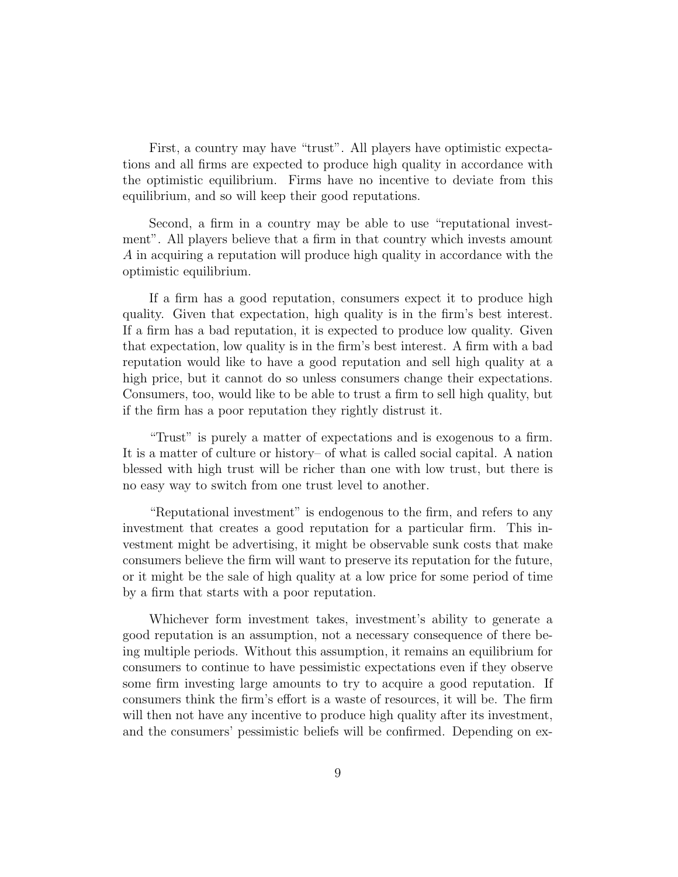First, a country may have "trust". All players have optimistic expectations and all firms are expected to produce high quality in accordance with the optimistic equilibrium. Firms have no incentive to deviate from this equilibrium, and so will keep their good reputations.

Second, a firm in a country may be able to use "reputational investment". All players believe that a firm in that country which invests amount $A$ in acquiring a reputation will produce high quality in accordance with the optimistic equilibrium.

If a firm has a good reputation, consumers expect it to produce high quality. Given that expectation, high quality is in the firm's best interest. If a firm has a bad reputation, it is expected to produce low quality. Given that expectation, low quality is in the firm's best interest. A firm with a bad reputation would like to have a good reputation and sell high quality at a high price, but it cannot do so unless consumers change their expectations. Consumers, too, would like to be able to trust a firm to sell high quality, but if the firm has a poor reputation they rightly distrust it.

"Trust" is purely a matter of expectations and is exogenous to a firm. It is a matter of culture or history– of what is called social capital. A nation blessed with high trust will be richer than one with low trust, but there is no easy way to switch from one trust level to another.

"Reputational investment" is endogenous to the firm, and refers to any investment that creates a good reputation for a particular firm. This investment might be advertising, it might be observable sunk costs that make consumers believe the firm will want to preserve its reputation for the future, or it might be the sale of high quality at a low price for some period of time by a firm that starts with a poor reputation.

Whichever form investment takes, investment's ability to generate a good reputation is an assumption, not a necessary consequence of there being multiple periods. Without this assumption, it remains an equilibrium for consumers to continue to have pessimistic expectations even if they observe some firm investing large amounts to try to acquire a good reputation. If consumers think the firm's effort is a waste of resources, it will be. The firm will then not have any incentive to produce high quality after its investment, and the consumers' pessimistic beliefs will be confirmed. Depending on ex-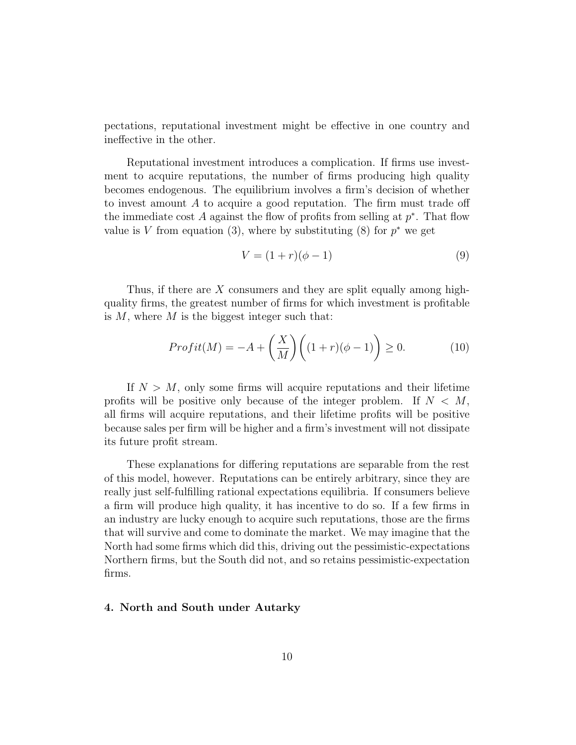pectations, reputational investment might be effective in one country and ineffective in the other.

Reputational investment introduces a complication. If firms use investment to acquire reputations, the number of firms producing high quality becomes endogenous. The equilibrium involves a firm's decision of whether to invest amount $A$ to acquire a good reputation. The firm must trade off the immediate cost $A$ against the flow of profits from selling at $p^*$. That flow value is $V$ from equation (3), where by substituting (8) for $p^*$ we get

$$V = (1 + r)(\phi - 1) \tag{9}$$

Thus, if there are $X$ consumers and they are split equally among high-quality firms, the greatest number of firms for which investment is profitable is $M$, where $M$ is the biggest integer such that:

$$Profit(M) = -A + \left(\frac{X}{M}\right)\left((1 + r)(\phi - 1)\right) \geq 0. \tag{10}$$

If $N > M$, only some firms will acquire reputations and their lifetime profits will be positive only because of the integer problem. If $N < M$, all firms will acquire reputations, and their lifetime profits will be positive because sales per firm will be higher and a firm's investment will not dissipate its future profit stream.

These explanations for differing reputations are separable from the rest of this model, however. Reputations can be entirely arbitrary, since they are really just self-fulfilling rational expectations equilibria. If consumers believe a firm will produce high quality, it has incentive to do so. If a few firms in an industry are lucky enough to acquire such reputations, those are the firms that will survive and come to dominate the market. We may imagine that the North had some firms which did this, driving out the pessimistic-expectations Northern firms, but the South did not, and so retains pessimistic-expectation firms.

## 4. North and South under Autarky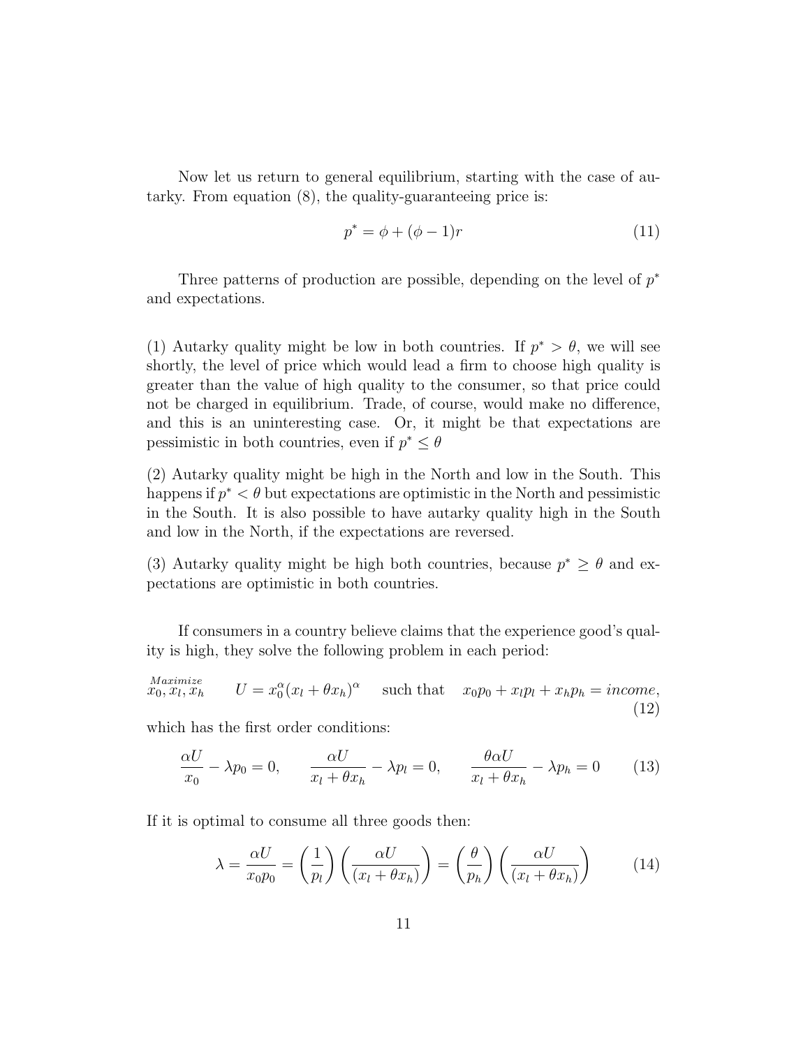Now let us return to general equilibrium, starting with the case of autarky. From equation (8), the quality-guaranteeing price is:

$$p^* = \phi + (\phi - 1)r \tag{11}$$

Three patterns of production are possible, depending on the level of $p^*$ and expectations.

(1) Autarky quality might be low in both countries. If $p^* > \theta$, we will see shortly, the level of price which would lead a firm to choose high quality is greater than the value of high quality to the consumer, so that price could not be charged in equilibrium. Trade, of course, would make no difference, and this is an uninteresting case. Or, it might be that expectations are pessimistic in both countries, even if $p^* \leq \theta$

(2) Autarky quality might be high in the North and low in the South. This happens if $p^* < \theta$ but expectations are optimistic in the North and pessimistic in the South. It is also possible to have autarky quality high in the South and low in the North, if the expectations are reversed.

(3) Autarky quality might be high both countries, because $p^* \geq \theta$ and expectations are optimistic in both countries.

If consumers in a country believe claims that the experience good's quality is high, they solve the following problem in each period:

$$\underset{x_0, x_l, x_h}{Maximize} \qquad U = x_0^{\alpha}(x_l + \theta x_h)^{\alpha} \quad \text{such that} \quad x_0 p_0 + x_l p_l + x_h p_h = income, \tag{12}$$

which has the first order conditions:

$$\frac{\alpha U}{x_0} - \lambda p_0 = 0, \qquad \frac{\alpha U}{x_l + \theta x_h} - \lambda p_l = 0, \qquad \frac{\theta \alpha U}{x_l + \theta x_h} - \lambda p_h = 0 \tag{13}$$

If it is optimal to consume all three goods then:

$$\lambda = \frac{\alpha U}{x_0 p_0} = \left(\frac{1}{p_l}\right)\left(\frac{\alpha U}{(x_l + \theta x_h)}\right) = \left(\frac{\theta}{p_h}\right)\left(\frac{\alpha U}{(x_l + \theta x_h)}\right) \tag{14}$$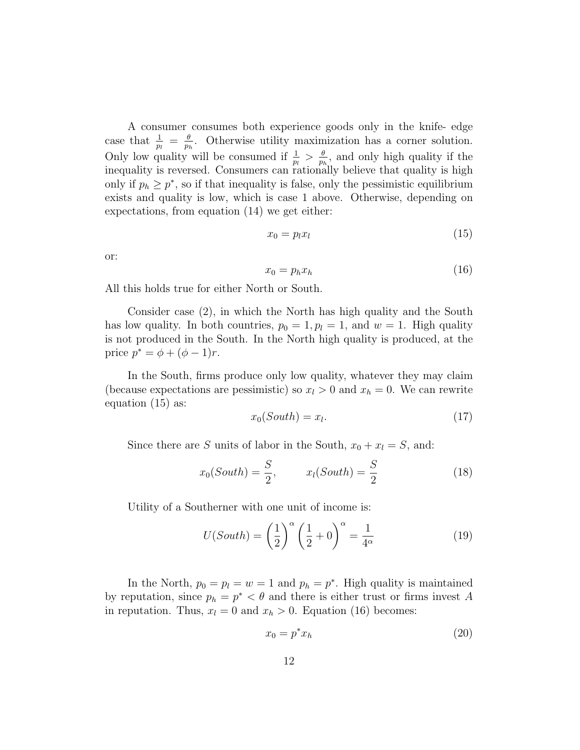A consumer consumes both experience goods only in the knife- edge case that $\frac{1}{p_l} = \frac{\theta}{p_h}$. Otherwise utility maximization has a corner solution. Only low quality will be consumed if $\frac{1}{p_l} > \frac{\theta}{p_h}$, and only high quality if the inequality is reversed. Consumers can rationally believe that quality is high only if $p_h \geq p^*$, so if that inequality is false, only the pessimistic equilibrium exists and quality is low, which is case 1 above. Otherwise, depending on expectations, from equation (14) we get either:

$$x_0 = p_l x_l \tag{15}$$

or:

$$x_0 = p_h x_h \tag{16}$$

All this holds true for either North or South.

Consider case (2), in which the North has high quality and the South has low quality. In both countries, $p_0 = 1, p_l = 1$, and $w = 1$. High quality is not produced in the South. In the North high quality is produced, at the price $p^* = \phi + (\phi - 1)r$.

In the South, firms produce only low quality, whatever they may claim (because expectations are pessimistic) so $x_l > 0$ and $x_h = 0$. We can rewrite equation (15) as:

$$x_0(South) = x_l. \tag{17}$$

Since there are $S$ units of labor in the South, $x_0 + x_l = S$, and:

$$x_0(South) = \frac{S}{2}, \qquad x_l(South) = \frac{S}{2} \tag{18}$$

Utility of a Southerner with one unit of income is:

$$U(South) = \left(\frac{1}{2}\right)^{\alpha} \left(\frac{1}{2} + 0\right)^{\alpha} = \frac{1}{4^{\alpha}} \tag{19}$$

In the North, $p_0 = p_l = w = 1$ and $p_h = p^*$. High quality is maintained by reputation, since $p_h = p^* < \theta$ and there is either trust or firms invest $A$ in reputation. Thus, $x_l = 0$ and $x_h > 0$. Equation (16) becomes:

$$x_0 = p^* x_h \tag{20}$$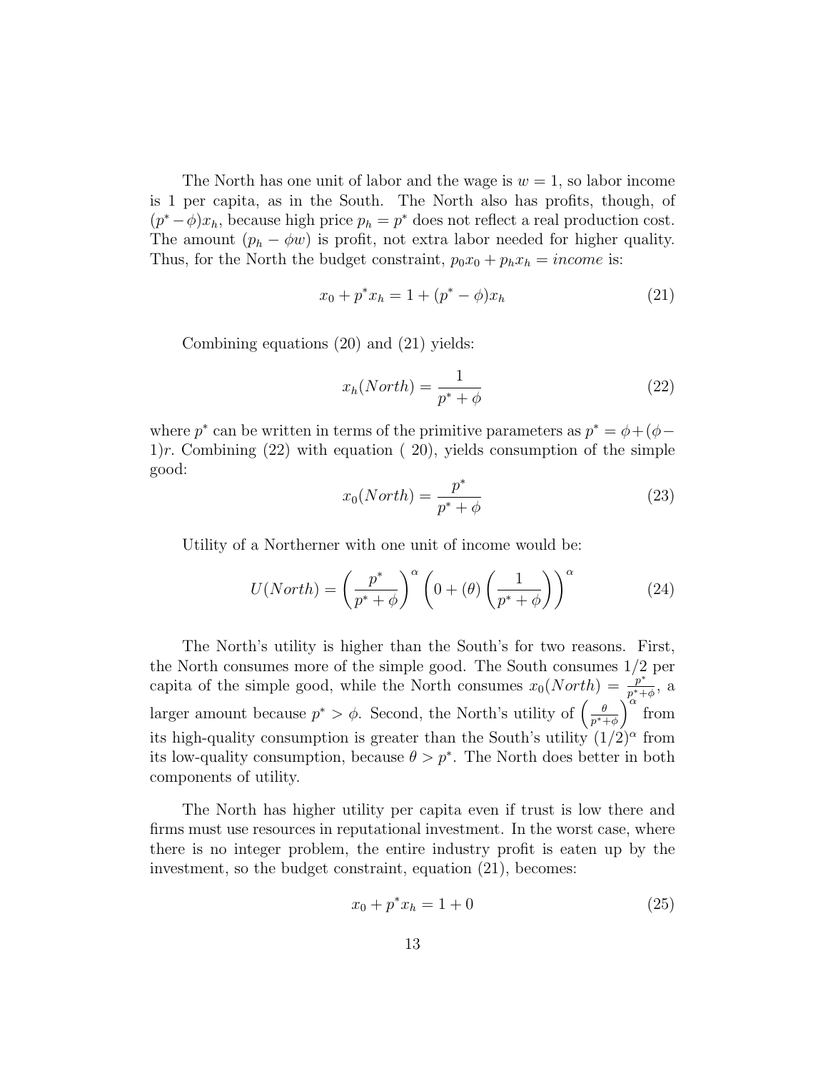The North has one unit of labor and the wage is $w = 1$, so labor income is 1 per capita, as in the South. The North also has profits, though, of $(p^* - \phi)x_h$, because high price $p_h = p^*$ does not reflect a real production cost. The amount $(p_h - \phi w)$ is profit, not extra labor needed for higher quality. Thus, for the North the budget constraint, $p_0 x_0 + p_h x_h = income$ is:

$$x_0 + p^* x_h = 1 + (p^* - \phi)x_h \tag{21}$$

Combining equations (20) and (21) yields:

$$x_h(North) = \frac{1}{p^* + \phi} \tag{22}$$

where $p^*$ can be written in terms of the primitive parameters as $p^* = \phi + (\phi - 1)r$. Combining (22) with equation ( 20), yields consumption of the simple good:

$$x_0(North) = \frac{p^*}{p^* + \phi} \tag{23}$$

Utility of a Northerner with one unit of income would be:

$$U(North) = \left(\frac{p^*}{p^* + \phi}\right)^\alpha \left(0 + (\theta)\left(\frac{1}{p^* + \phi}\right)\right)^\alpha \tag{24}$$

The North's utility is higher than the South's for two reasons. First, the North consumes more of the simple good. The South consumes 1/2 per capita of the simple good, while the North consumes $x_0(North) = \frac{p^*}{p^*+\phi}$, a larger amount because $p^* > \phi$. Second, the North's utility of $\left(\frac{\theta}{p^*+\phi}\right)^\alpha$ from its high-quality consumption is greater than the South's utility $(1/2)^\alpha$ from its low-quality consumption, because $\theta > p^*$. The North does better in both components of utility.

The North has higher utility per capita even if trust is low there and firms must use resources in reputational investment. In the worst case, where there is no integer problem, the entire industry profit is eaten up by the investment, so the budget constraint, equation (21), becomes:

$$x_0 + p^* x_h = 1 + 0 \tag{25}$$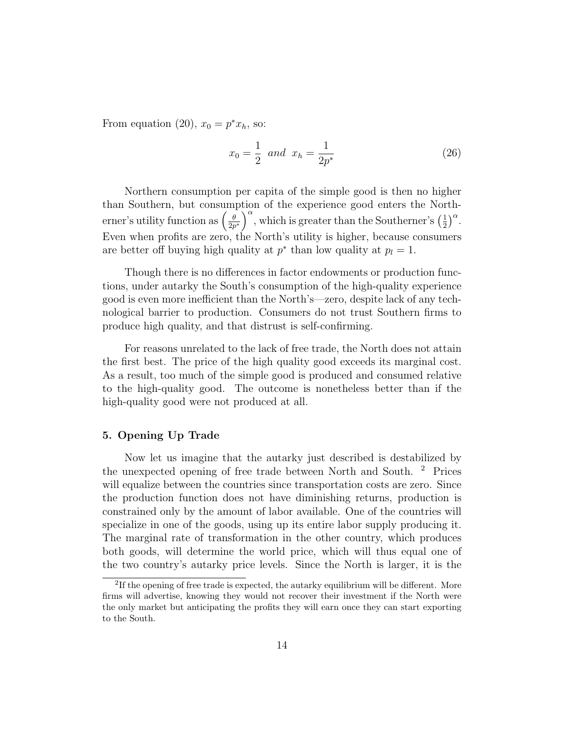From equation (20), $x_0 = p^* x_h$, so:

$$x_0 = \frac{1}{2} \ \ and \ \ x_h = \frac{1}{2p^*} \tag{26}$$

Northern consumption per capita of the simple good is then no higher than Southern, but consumption of the experience good enters the Northerner's utility function as $\left(\frac{\theta}{2p^*}\right)^{\alpha}$, which is greater than the Southerner's $\left(\frac{1}{2}\right)^{\alpha}$. Even when profits are zero, the North's utility is higher, because consumers are better off buying high quality at $p^*$ than low quality at $p_l = 1$.

Though there is no differences in factor endowments or production functions, under autarky the South's consumption of the high-quality experience good is even more inefficient than the North's—zero, despite lack of any technological barrier to production. Consumers do not trust Southern firms to produce high quality, and that distrust is self-confirming.

For reasons unrelated to the lack of free trade, the North does not attain the first best. The price of the high quality good exceeds its marginal cost. As a result, too much of the simple good is produced and consumed relative to the high-quality good. The outcome is nonetheless better than if the high-quality good were not produced at all.

## 5. Opening Up Trade

Now let us imagine that the autarky just described is destabilized by the unexpected opening of free trade between North and South. [2] Prices will equalize between the countries since transportation costs are zero. Since the production function does not have diminishing returns, production is constrained only by the amount of labor available. One of the countries will specialize in one of the goods, using up its entire labor supply producing it. The marginal rate of transformation in the other country, which produces both goods, will determine the world price, which will thus equal one of the two country's autarky price levels. Since the North is larger, it is the

[2] If the opening of free trade is expected, the autarky equilibrium will be different. More firms will advertise, knowing they would not recover their investment if the North were the only market but anticipating the profits they will earn once they can start exporting to the South.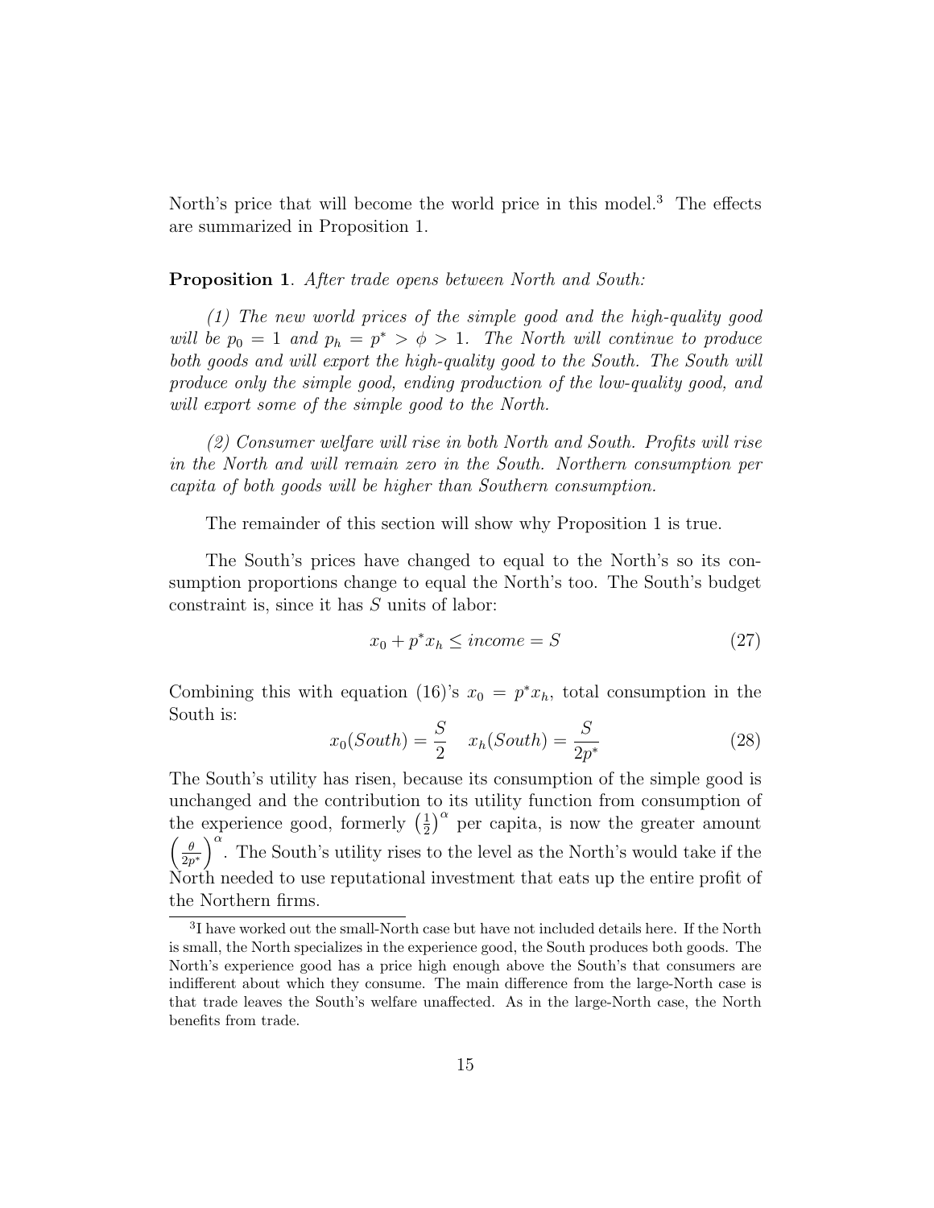North's price that will become the world price in this model.[3] The effects are summarized in Proposition 1.

**Proposition 1**. *After trade opens between North and South:*

*(1) The new world prices of the simple good and the high-quality good will be $p_0 = 1$ and $p_h = p^* > \phi > 1$. The North will continue to produce both goods and will export the high-quality good to the South. The South will produce only the simple good, ending production of the low-quality good, and will export some of the simple good to the North.*

*(2) Consumer welfare will rise in both North and South. Profits will rise in the North and will remain zero in the South. Northern consumption per capita of both goods will be higher than Southern consumption.*

The remainder of this section will show why Proposition 1 is true.

The South's prices have changed to equal to the North's so its consumption proportions change to equal the North's too. The South's budget constraint is, since it has $S$ units of labor:

$$x_0 + p^* x_h \leq income = S \tag{27}$$

Combining this with equation (16)'s $x_0 = p^* x_h$, total consumption in the South is:

$$x_0(South) = \frac{S}{2} \quad x_h(South) = \frac{S}{2p^*} \tag{28}$$

The South's utility has risen, because its consumption of the simple good is unchanged and the contribution to its utility function from consumption of the experience good, formerly $\left(\frac{1}{2}\right)^\alpha$ per capita, is now the greater amount $\left(\frac{\theta}{2p^*}\right)^\alpha$. The South's utility rises to the level as the North's would take if the North needed to use reputational investment that eats up the entire profit of the Northern firms.

[3] I have worked out the small-North case but have not included details here. If the North is small, the North specializes in the experience good, the South produces both goods. The North's experience good has a price high enough above the South's that consumers are indifferent about which they consume. The main difference from the large-North case is that trade leaves the South's welfare unaffected. As in the large-North case, the North benefits from trade.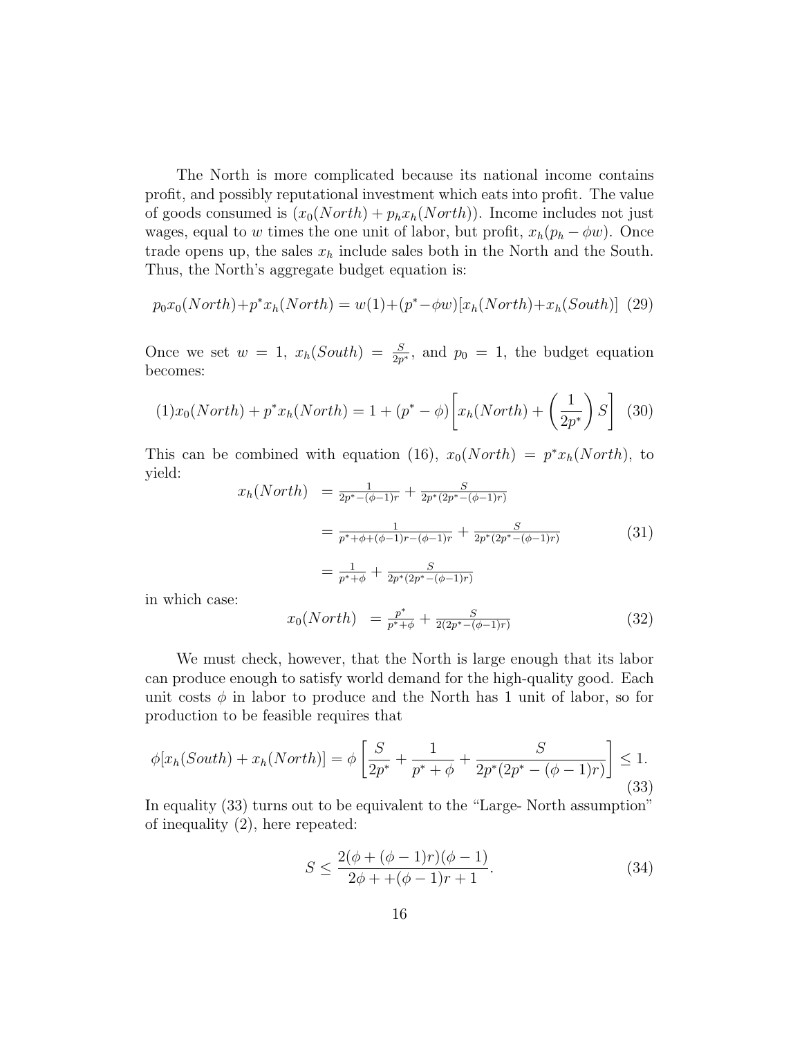The North is more complicated because its national income contains profit, and possibly reputational investment which eats into profit. The value of goods consumed is $(x_0(North) + p_h x_h(North))$. Income includes not just wages, equal to $w$ times the one unit of labor, but profit, $x_h(p_h - \phi w)$. Once trade opens up, the sales $x_h$ include sales both in the North and the South. Thus, the North's aggregate budget equation is:

$$p_0 x_0(North) + p^* x_h(North) = w(1) + (p^* - \phi w)[x_h(North) + x_h(South)] \quad (29)$$

Once we set $w = 1$, $x_h(South) = \frac{S}{2p^*}$, and $p_0 = 1$, the budget equation becomes:

$$(1)x_0(North) + p^* x_h(North) = 1 + (p^* - \phi)\left[x_h(North) + \left(\frac{1}{2p^*}\right)S\right] \quad (30)$$

This can be combined with equation (16), $x_0(North) = p^* x_h(North)$, to yield:

$$\begin{aligned} x_h(North) &= \frac{1}{2p^* - (\phi-1)r} + \frac{S}{2p^*(2p^* - (\phi-1)r)} \\ &= \frac{1}{p^* + \phi + (\phi-1)r - (\phi-1)r} + \frac{S}{2p^*(2p^* - (\phi-1)r)} \\ &= \frac{1}{p^* + \phi} + \frac{S}{2p^*(2p^* - (\phi-1)r)} \end{aligned} \quad (31)$$

in which case:

$$x_0(North) = \frac{p^*}{p^* + \phi} + \frac{S}{2(2p^* - (\phi-1)r)} \quad (32)$$

We must check, however, that the North is large enough that its labor can produce enough to satisfy world demand for the high-quality good. Each unit costs $\phi$ in labor to produce and the North has 1 unit of labor, so for production to be feasible requires that

$$\phi[x_h(South) + x_h(North)] = \phi\left[\frac{S}{2p^*} + \frac{1}{p^* + \phi} + \frac{S}{2p^*(2p^* - (\phi-1)r)}\right] \leq 1. \quad (33)$$

In equality (33) turns out to be equivalent to the "Large- North assumption" of inequality (2), here repeated:

$$S \leq \frac{2(\phi + (\phi-1)r)(\phi-1)}{2\phi + +(\phi-1)r + 1}. \quad (34)$$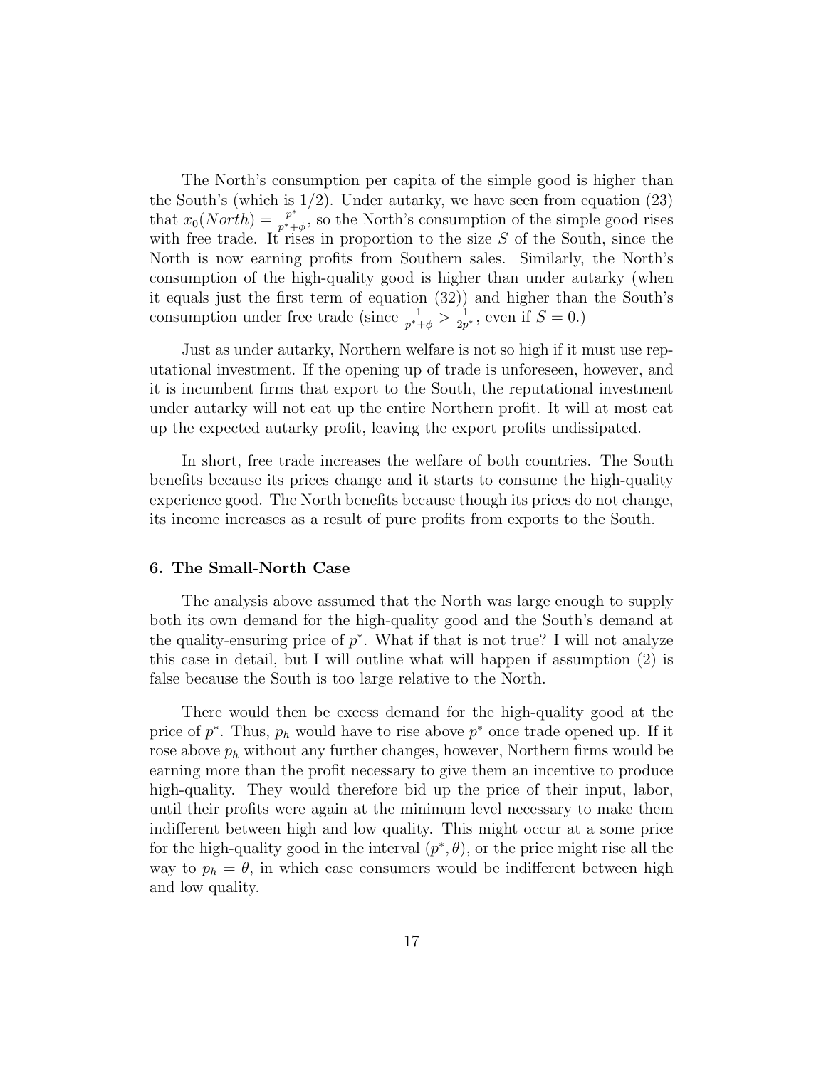The North's consumption per capita of the simple good is higher than the South's (which is 1/2). Under autarky, we have seen from equation (23) that $x_0(North) = \frac{p^*}{p^*+\phi}$, so the North's consumption of the simple good rises with free trade. It rises in proportion to the size $S$ of the South, since the North is now earning profits from Southern sales. Similarly, the North's consumption of the high-quality good is higher than under autarky (when it equals just the first term of equation (32)) and higher than the South's consumption under free trade (since $\frac{1}{p^*+\phi} > \frac{1}{2p^*}$, even if $S = 0$.)

Just as under autarky, Northern welfare is not so high if it must use reputational investment. If the opening up of trade is unforeseen, however, and it is incumbent firms that export to the South, the reputational investment under autarky will not eat up the entire Northern profit. It will at most eat up the expected autarky profit, leaving the export profits undissipated.

In short, free trade increases the welfare of both countries. The South benefits because its prices change and it starts to consume the high-quality experience good. The North benefits because though its prices do not change, its income increases as a result of pure profits from exports to the South.

### 6. The Small-North Case

The analysis above assumed that the North was large enough to supply both its own demand for the high-quality good and the South's demand at the quality-ensuring price of $p^*$. What if that is not true? I will not analyze this case in detail, but I will outline what will happen if assumption (2) is false because the South is too large relative to the North.

There would then be excess demand for the high-quality good at the price of $p^*$. Thus, $p_h$ would have to rise above $p^*$ once trade opened up. If it rose above $p_h$ without any further changes, however, Northern firms would be earning more than the profit necessary to give them an incentive to produce high-quality. They would therefore bid up the price of their input, labor, until their profits were again at the minimum level necessary to make them indifferent between high and low quality. This might occur at a some price for the high-quality good in the interval $(p^*, \theta)$, or the price might rise all the way to $p_h = \theta$, in which case consumers would be indifferent between high and low quality.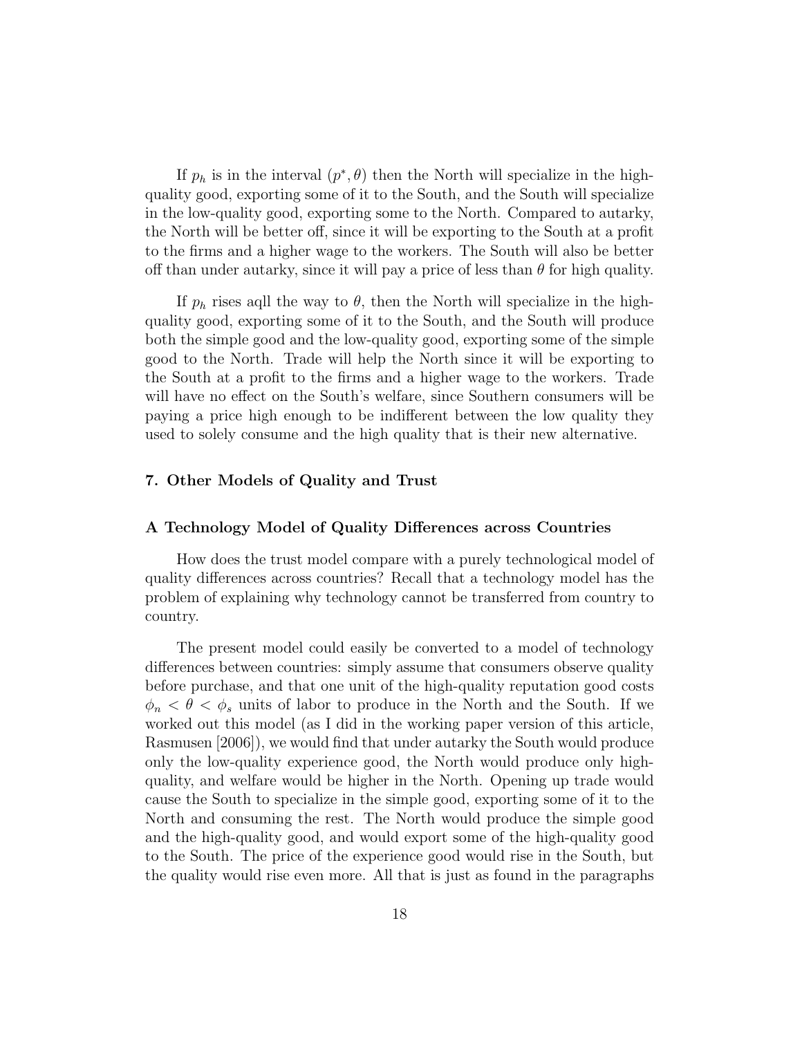If $p_h$ is in the interval $(p^*, \theta)$ then the North will specialize in the high-quality good, exporting some of it to the South, and the South will specialize in the low-quality good, exporting some to the North. Compared to autarky, the North will be better off, since it will be exporting to the South at a profit to the firms and a higher wage to the workers. The South will also be better off than under autarky, since it will pay a price of less than $\theta$ for high quality.

If $p_h$ rises aqll the way to $\theta$, then the North will specialize in the high-quality good, exporting some of it to the South, and the South will produce both the simple good and the low-quality good, exporting some of the simple good to the North. Trade will help the North since it will be exporting to the South at a profit to the firms and a higher wage to the workers. Trade will have no effect on the South's welfare, since Southern consumers will be paying a price high enough to be indifferent between the low quality they used to solely consume and the high quality that is their new alternative.

## 7. Other Models of Quality and Trust

### A Technology Model of Quality Differences across Countries

How does the trust model compare with a purely technological model of quality differences across countries? Recall that a technology model has the problem of explaining why technology cannot be transferred from country to country.

The present model could easily be converted to a model of technology differences between countries: simply assume that consumers observe quality before purchase, and that one unit of the high-quality reputation good costs $\phi_n < \theta < \phi_s$ units of labor to produce in the North and the South. If we worked out this model (as I did in the working paper version of this article, Rasmusen [2006]), we would find that under autarky the South would produce only the low-quality experience good, the North would produce only high-quality, and welfare would be higher in the North. Opening up trade would cause the South to specialize in the simple good, exporting some of it to the North and consuming the rest. The North would produce the simple good and the high-quality good, and would export some of the high-quality good to the South. The price of the experience good would rise in the South, but the quality would rise even more. All that is just as found in the paragraphs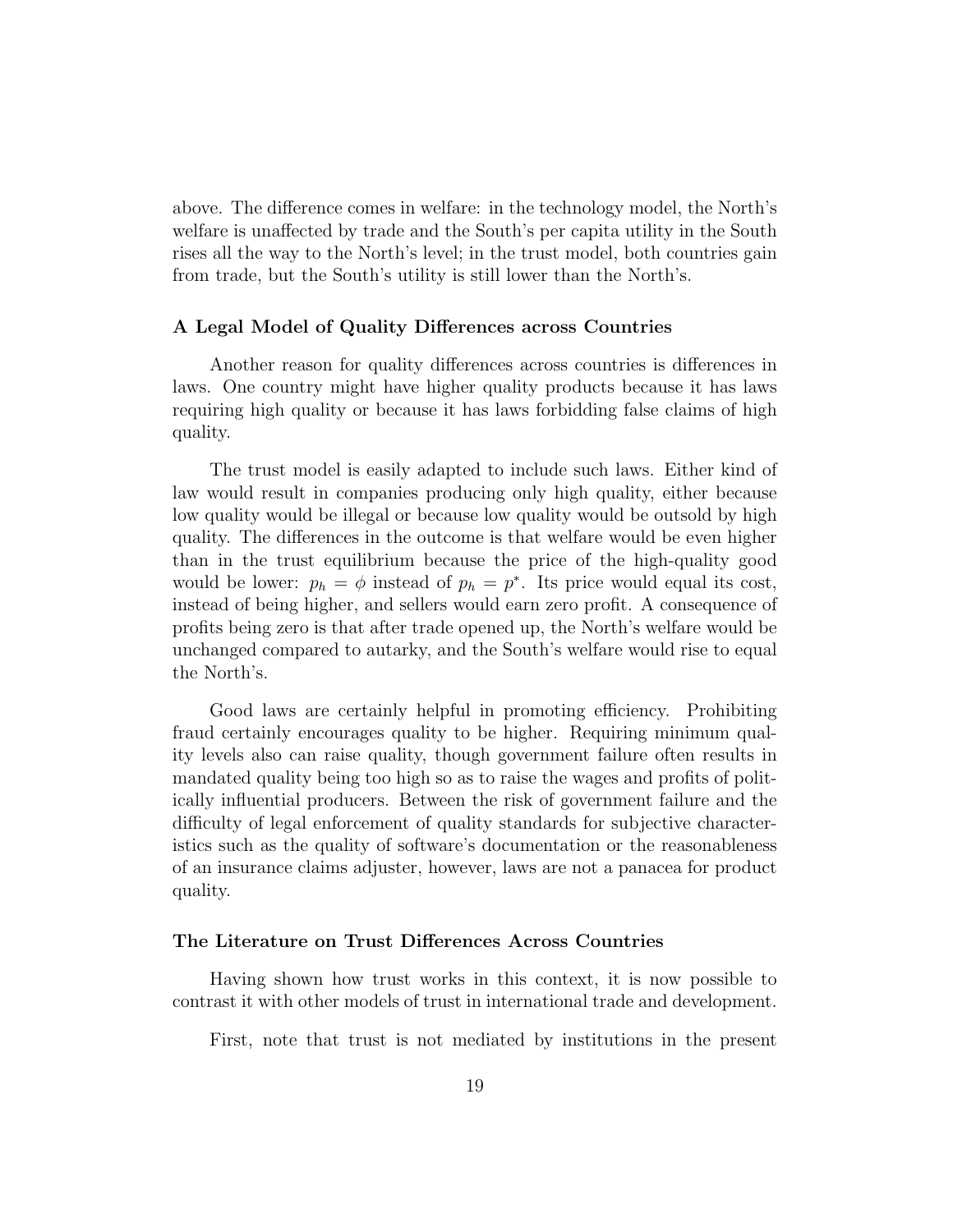above. The difference comes in welfare: in the technology model, the North's welfare is unaffected by trade and the South's per capita utility in the South rises all the way to the North's level; in the trust model, both countries gain from trade, but the South's utility is still lower than the North's.

### A Legal Model of Quality Differences across Countries

Another reason for quality differences across countries is differences in laws. One country might have higher quality products because it has laws requiring high quality or because it has laws forbidding false claims of high quality.

The trust model is easily adapted to include such laws. Either kind of law would result in companies producing only high quality, either because low quality would be illegal or because low quality would be outsold by high quality. The differences in the outcome is that welfare would be even higher than in the trust equilibrium because the price of the high-quality good would be lower: $p_h = \phi$ instead of $p_h = p^*$. Its price would equal its cost, instead of being higher, and sellers would earn zero profit. A consequence of profits being zero is that after trade opened up, the North's welfare would be unchanged compared to autarky, and the South's welfare would rise to equal the North's.

Good laws are certainly helpful in promoting efficiency. Prohibiting fraud certainly encourages quality to be higher. Requiring minimum quality levels also can raise quality, though government failure often results in mandated quality being too high so as to raise the wages and profits of politically influential producers. Between the risk of government failure and the difficulty of legal enforcement of quality standards for subjective characteristics such as the quality of software's documentation or the reasonableness of an insurance claims adjuster, however, laws are not a panacea for product quality.

### The Literature on Trust Differences Across Countries

Having shown how trust works in this context, it is now possible to contrast it with other models of trust in international trade and development.

First, note that trust is not mediated by institutions in the present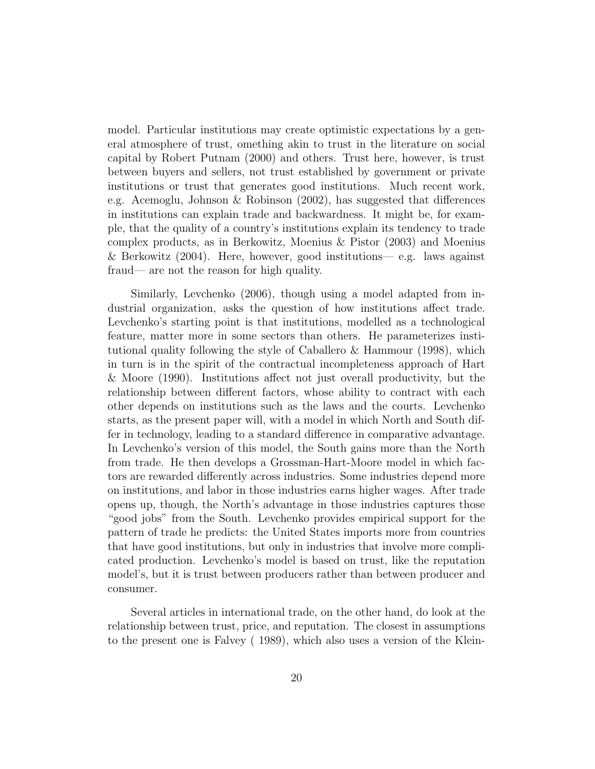model. Particular institutions may create optimistic expectations by a general atmosphere of trust, omething akin to trust in the literature on social capital by Robert Putnam (2000) and others. Trust here, however, is trust between buyers and sellers, not trust established by government or private institutions or trust that generates good institutions. Much recent work, e.g. Acemoglu, Johnson & Robinson (2002), has suggested that differences in institutions can explain trade and backwardness. It might be, for example, that the quality of a country's institutions explain its tendency to trade complex products, as in Berkowitz, Moenius & Pistor (2003) and Moenius & Berkowitz (2004). Here, however, good institutions— e.g. laws against fraud— are not the reason for high quality.

Similarly, Levchenko (2006), though using a model adapted from industrial organization, asks the question of how institutions affect trade. Levchenko's starting point is that institutions, modelled as a technological feature, matter more in some sectors than others. He parameterizes institutional quality following the style of Caballero & Hammour (1998), which in turn is in the spirit of the contractual incompleteness approach of Hart & Moore (1990). Institutions affect not just overall productivity, but the relationship between different factors, whose ability to contract with each other depends on institutions such as the laws and the courts. Levchenko starts, as the present paper will, with a model in which North and South differ in technology, leading to a standard difference in comparative advantage. In Levchenko's version of this model, the South gains more than the North from trade. He then develops a Grossman-Hart-Moore model in which factors are rewarded differently across industries. Some industries depend more on institutions, and labor in those industries earns higher wages. After trade opens up, though, the North's advantage in those industries captures those "good jobs" from the South. Levchenko provides empirical support for the pattern of trade he predicts: the United States imports more from countries that have good institutions, but only in industries that involve more complicated production. Levchenko's model is based on trust, like the reputation model's, but it is trust between producers rather than between producer and consumer.

Several articles in international trade, on the other hand, do look at the relationship between trust, price, and reputation. The closest in assumptions to the present one is Falvey ( 1989), which also uses a version of the Klein-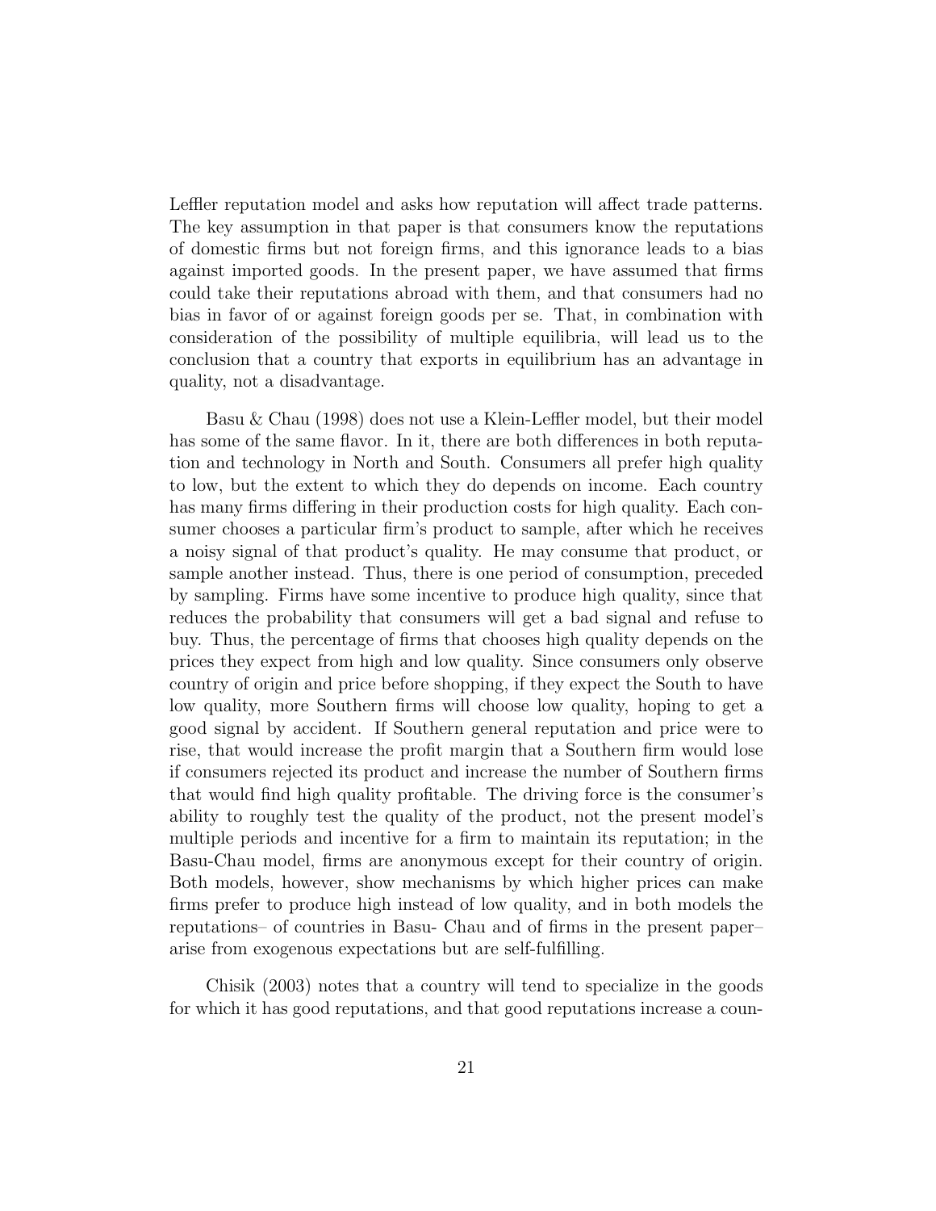Leffler reputation model and asks how reputation will affect trade patterns. The key assumption in that paper is that consumers know the reputations of domestic firms but not foreign firms, and this ignorance leads to a bias against imported goods. In the present paper, we have assumed that firms could take their reputations abroad with them, and that consumers had no bias in favor of or against foreign goods per se. That, in combination with consideration of the possibility of multiple equilibria, will lead us to the conclusion that a country that exports in equilibrium has an advantage in quality, not a disadvantage.

Basu & Chau (1998) does not use a Klein-Leffler model, but their model has some of the same flavor. In it, there are both differences in both reputation and technology in North and South. Consumers all prefer high quality to low, but the extent to which they do depends on income. Each country has many firms differing in their production costs for high quality. Each consumer chooses a particular firm's product to sample, after which he receives a noisy signal of that product's quality. He may consume that product, or sample another instead. Thus, there is one period of consumption, preceded by sampling. Firms have some incentive to produce high quality, since that reduces the probability that consumers will get a bad signal and refuse to buy. Thus, the percentage of firms that chooses high quality depends on the prices they expect from high and low quality. Since consumers only observe country of origin and price before shopping, if they expect the South to have low quality, more Southern firms will choose low quality, hoping to get a good signal by accident. If Southern general reputation and price were to rise, that would increase the profit margin that a Southern firm would lose if consumers rejected its product and increase the number of Southern firms that would find high quality profitable. The driving force is the consumer's ability to roughly test the quality of the product, not the present model's multiple periods and incentive for a firm to maintain its reputation; in the Basu-Chau model, firms are anonymous except for their country of origin. Both models, however, show mechanisms by which higher prices can make firms prefer to produce high instead of low quality, and in both models the reputations– of countries in Basu- Chau and of firms in the present paper– arise from exogenous expectations but are self-fulfilling.

Chisik (2003) notes that a country will tend to specialize in the goods for which it has good reputations, and that good reputations increase a coun-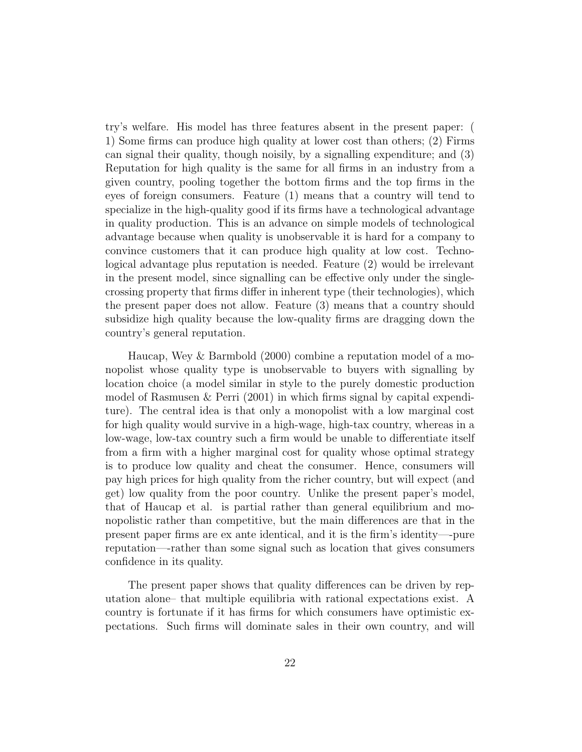try's welfare. His model has three features absent in the present paper: (1) Some firms can produce high quality at lower cost than others; (2) Firms can signal their quality, though noisily, by a signalling expenditure; and (3) Reputation for high quality is the same for all firms in an industry from a given country, pooling together the bottom firms and the top firms in the eyes of foreign consumers. Feature (1) means that a country will tend to specialize in the high-quality good if its firms have a technological advantage in quality production. This is an advance on simple models of technological advantage because when quality is unobservable it is hard for a company to convince customers that it can produce high quality at low cost. Technological advantage plus reputation is needed. Feature (2) would be irrelevant in the present model, since signalling can be effective only under the single-crossing property that firms differ in inherent type (their technologies), which the present paper does not allow. Feature (3) means that a country should subsidize high quality because the low-quality firms are dragging down the country's general reputation.

Haucap, Wey & Barmbold (2000) combine a reputation model of a monopolist whose quality type is unobservable to buyers with signalling by location choice (a model similar in style to the purely domestic production model of Rasmusen & Perri (2001) in which firms signal by capital expenditure). The central idea is that only a monopolist with a low marginal cost for high quality would survive in a high-wage, high-tax country, whereas in a low-wage, low-tax country such a firm would be unable to differentiate itself from a firm with a higher marginal cost for quality whose optimal strategy is to produce low quality and cheat the consumer. Hence, consumers will pay high prices for high quality from the richer country, but will expect (and get) low quality from the poor country. Unlike the present paper's model, that of Haucap et al. is partial rather than general equilibrium and monopolistic rather than competitive, but the main differences are that in the present paper firms are ex ante identical, and it is the firm's identity—-pure reputation—-rather than some signal such as location that gives consumers confidence in its quality.

The present paper shows that quality differences can be driven by reputation alone– that multiple equilibria with rational expectations exist. A country is fortunate if it has firms for which consumers have optimistic expectations. Such firms will dominate sales in their own country, and will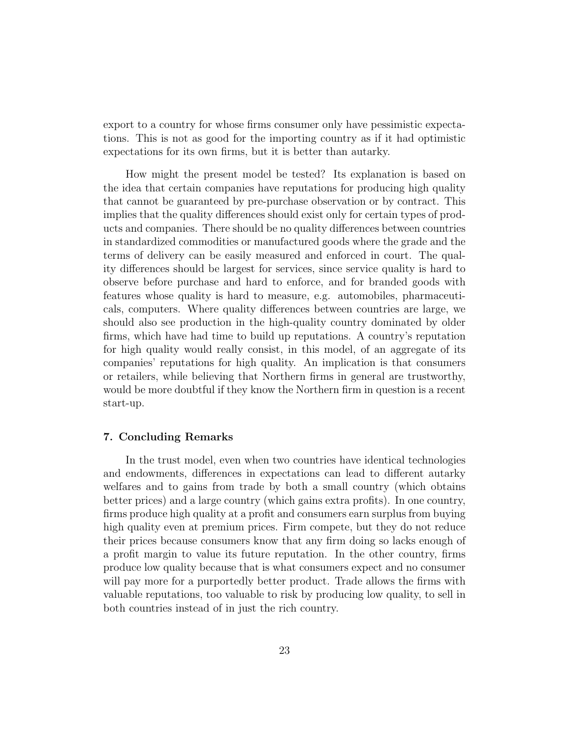export to a country for whose firms consumer only have pessimistic expectations. This is not as good for the importing country as if it had optimistic expectations for its own firms, but it is better than autarky.

How might the present model be tested? Its explanation is based on the idea that certain companies have reputations for producing high quality that cannot be guaranteed by pre-purchase observation or by contract. This implies that the quality differences should exist only for certain types of products and companies. There should be no quality differences between countries in standardized commodities or manufactured goods where the grade and the terms of delivery can be easily measured and enforced in court. The quality differences should be largest for services, since service quality is hard to observe before purchase and hard to enforce, and for branded goods with features whose quality is hard to measure, e.g. automobiles, pharmaceuticals, computers. Where quality differences between countries are large, we should also see production in the high-quality country dominated by older firms, which have had time to build up reputations. A country's reputation for high quality would really consist, in this model, of an aggregate of its companies' reputations for high quality. An implication is that consumers or retailers, while believing that Northern firms in general are trustworthy, would be more doubtful if they know the Northern firm in question is a recent start-up.

### 7. Concluding Remarks

In the trust model, even when two countries have identical technologies and endowments, differences in expectations can lead to different autarky welfares and to gains from trade by both a small country (which obtains better prices) and a large country (which gains extra profits). In one country, firms produce high quality at a profit and consumers earn surplus from buying high quality even at premium prices. Firm compete, but they do not reduce their prices because consumers know that any firm doing so lacks enough of a profit margin to value its future reputation. In the other country, firms produce low quality because that is what consumers expect and no consumer will pay more for a purportedly better product. Trade allows the firms with valuable reputations, too valuable to risk by producing low quality, to sell in both countries instead of in just the rich country.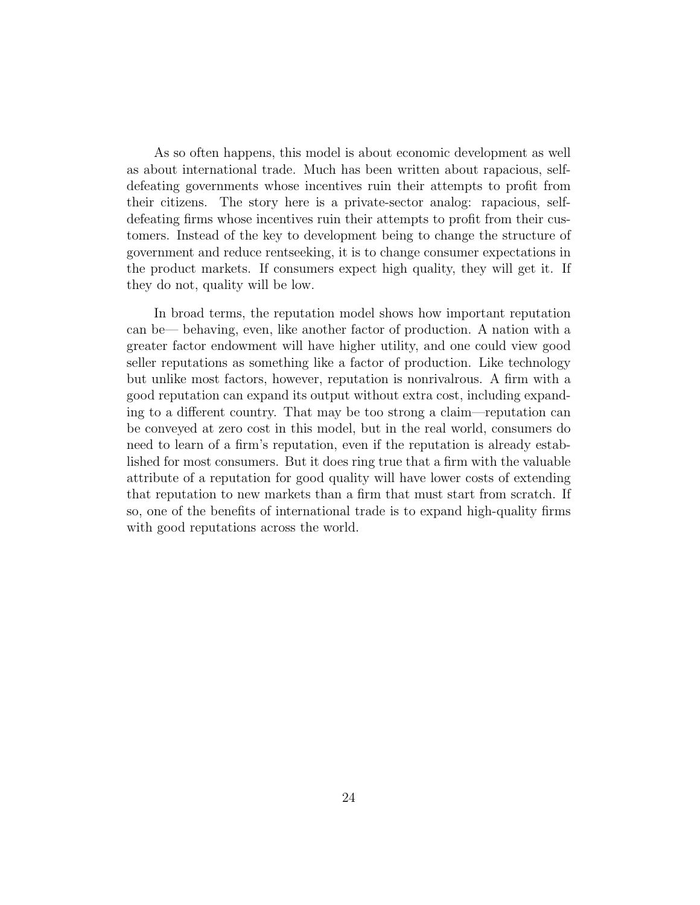As so often happens, this model is about economic development as well as about international trade. Much has been written about rapacious, self-defeating governments whose incentives ruin their attempts to profit from their citizens. The story here is a private-sector analog: rapacious, self-defeating firms whose incentives ruin their attempts to profit from their customers. Instead of the key to development being to change the structure of government and reduce rentseeking, it is to change consumer expectations in the product markets. If consumers expect high quality, they will get it. If they do not, quality will be low.

In broad terms, the reputation model shows how important reputation can be— behaving, even, like another factor of production. A nation with a greater factor endowment will have higher utility, and one could view good seller reputations as something like a factor of production. Like technology but unlike most factors, however, reputation is nonrivalrous. A firm with a good reputation can expand its output without extra cost, including expanding to a different country. That may be too strong a claim—reputation can be conveyed at zero cost in this model, but in the real world, consumers do need to learn of a firm's reputation, even if the reputation is already established for most consumers. But it does ring true that a firm with the valuable attribute of a reputation for good quality will have lower costs of extending that reputation to new markets than a firm that must start from scratch. If so, one of the benefits of international trade is to expand high-quality firms with good reputations across the world.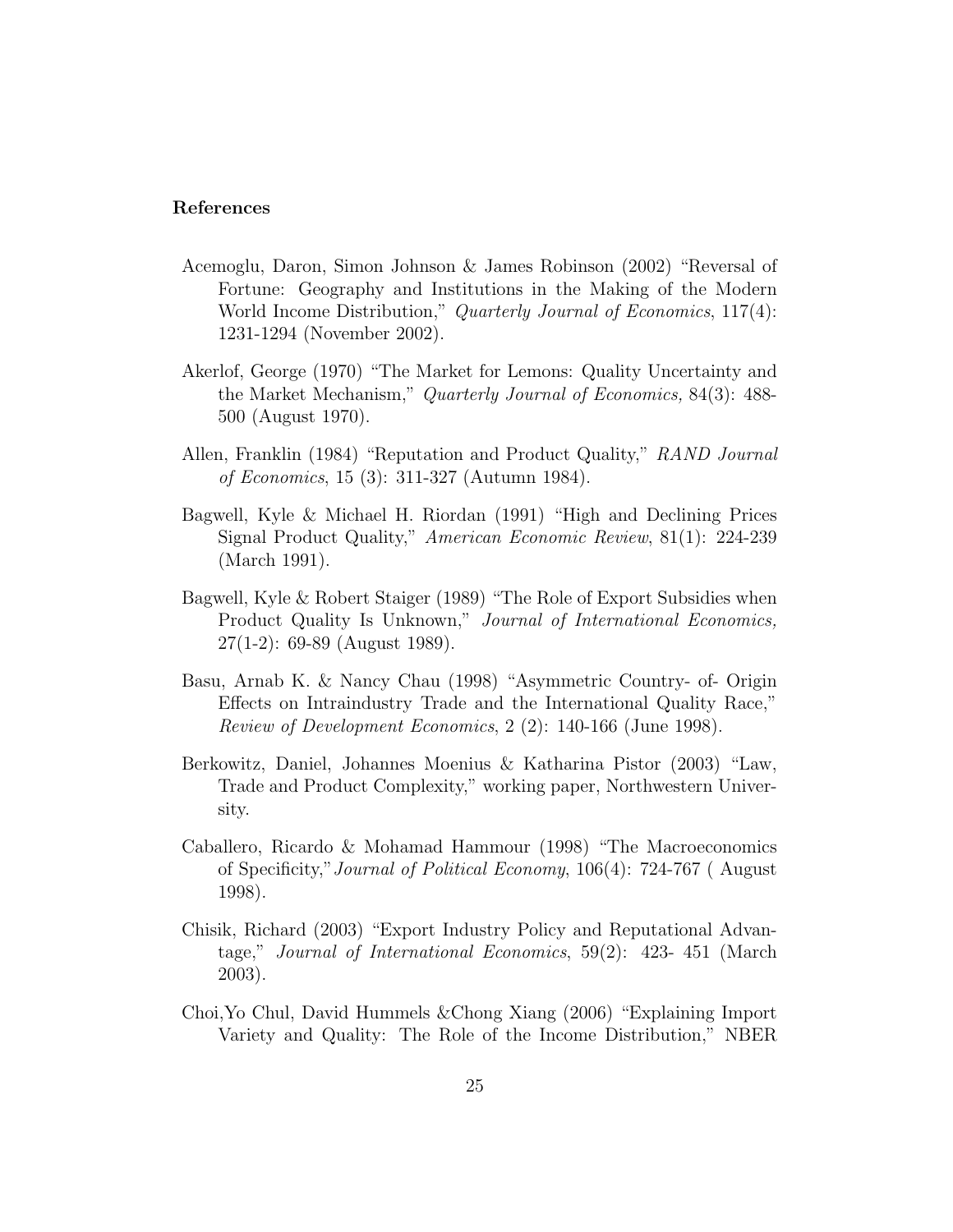### References

Acemoglu, Daron, Simon Johnson & James Robinson (2002) "Reversal of Fortune: Geography and Institutions in the Making of the Modern World Income Distribution," *Quarterly Journal of Economics*, 117(4): 1231-1294 (November 2002).

Akerlof, George (1970) "The Market for Lemons: Quality Uncertainty and the Market Mechanism," *Quarterly Journal of Economics,* 84(3): 488-500 (August 1970).

Allen, Franklin (1984) "Reputation and Product Quality," *RAND Journal of Economics*, 15 (3): 311-327 (Autumn 1984).

Bagwell, Kyle & Michael H. Riordan (1991) "High and Declining Prices Signal Product Quality," *American Economic Review*, 81(1): 224-239 (March 1991).

Bagwell, Kyle & Robert Staiger (1989) "The Role of Export Subsidies when Product Quality Is Unknown," *Journal of International Economics,* 27(1-2): 69-89 (August 1989).

Basu, Arnab K. & Nancy Chau (1998) "Asymmetric Country- of- Origin Effects on Intraindustry Trade and the International Quality Race," *Review of Development Economics*, 2 (2): 140-166 (June 1998).

Berkowitz, Daniel, Johannes Moenius & Katharina Pistor (2003) "Law, Trade and Product Complexity," working paper, Northwestern University.

Caballero, Ricardo & Mohamad Hammour (1998) "The Macroeconomics of Specificity,"*Journal of Political Economy*, 106(4): 724-767 ( August 1998).

Chisik, Richard (2003) "Export Industry Policy and Reputational Advantage," *Journal of International Economics*, 59(2): 423- 451 (March 2003).

Choi,Yo Chul, David Hummels &Chong Xiang (2006) "Explaining Import Variety and Quality: The Role of the Income Distribution," NBER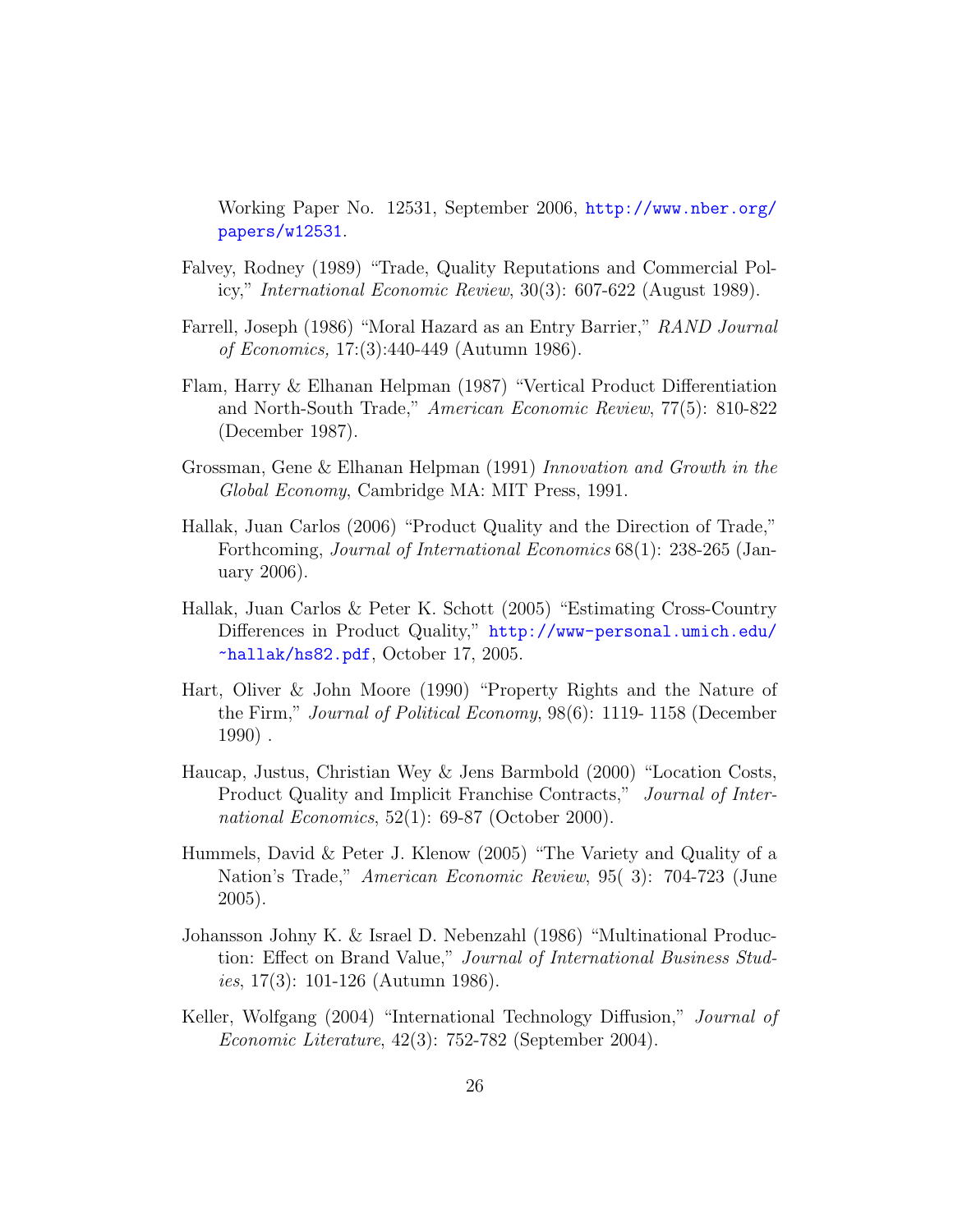Working Paper No. 12531, September 2006, http://www.nber.org/papers/w12531.

Falvey, Rodney (1989) "Trade, Quality Reputations and Commercial Policy," *International Economic Review*, 30(3): 607-622 (August 1989).

Farrell, Joseph (1986) "Moral Hazard as an Entry Barrier," *RAND Journal of Economics,* 17:(3):440-449 (Autumn 1986).

Flam, Harry & Elhanan Helpman (1987) "Vertical Product Differentiation and North-South Trade," *American Economic Review*, 77(5): 810-822 (December 1987).

Grossman, Gene & Elhanan Helpman (1991) *Innovation and Growth in the Global Economy*, Cambridge MA: MIT Press, 1991.

Hallak, Juan Carlos (2006) "Product Quality and the Direction of Trade," Forthcoming, *Journal of International Economics* 68(1): 238-265 (January 2006).

Hallak, Juan Carlos & Peter K. Schott (2005) "Estimating Cross-Country Differences in Product Quality," http://www-personal.umich.edu/~hallak/hs82.pdf, October 17, 2005.

Hart, Oliver & John Moore (1990) "Property Rights and the Nature of the Firm," *Journal of Political Economy*, 98(6): 1119- 1158 (December 1990) .

Haucap, Justus, Christian Wey & Jens Barmbold (2000) "Location Costs, Product Quality and Implicit Franchise Contracts," *Journal of International Economics*, 52(1): 69-87 (October 2000).

Hummels, David & Peter J. Klenow (2005) "The Variety and Quality of a Nation's Trade," *American Economic Review*, 95( 3): 704-723 (June 2005).

Johansson Johny K. & Israel D. Nebenzahl (1986) "Multinational Production: Effect on Brand Value," *Journal of International Business Studies*, 17(3): 101-126 (Autumn 1986).

Keller, Wolfgang (2004) "International Technology Diffusion," *Journal of Economic Literature*, 42(3): 752-782 (September 2004).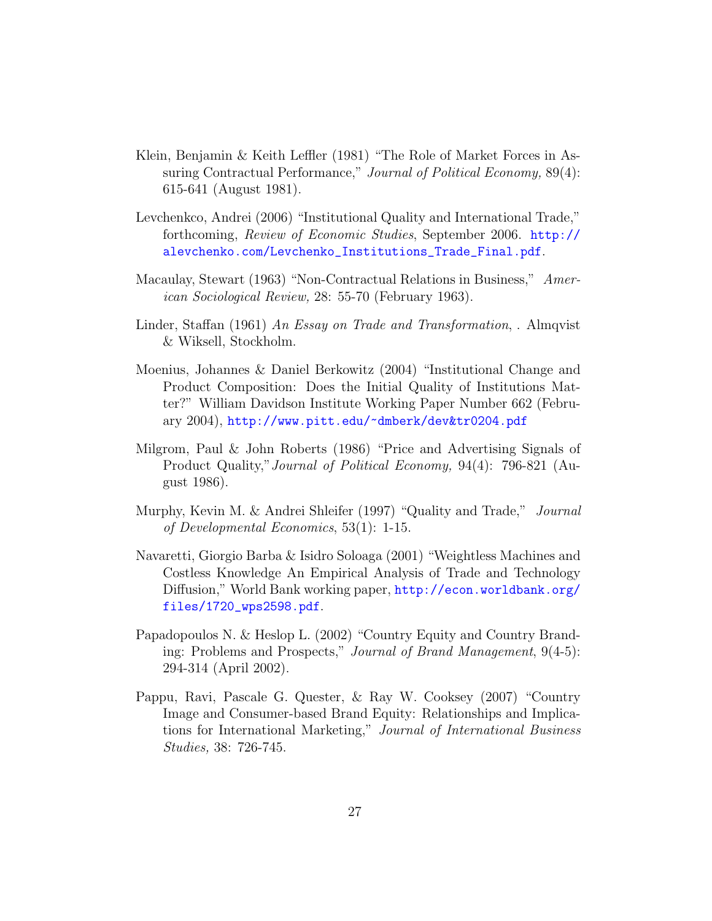Klein, Benjamin & Keith Leffler (1981) "The Role of Market Forces in Assuring Contractual Performance," *Journal of Political Economy,* 89(4): 615-641 (August 1981).

Levchenkco, Andrei (2006) "Institutional Quality and International Trade," forthcoming, *Review of Economic Studies*, September 2006. http://alevchenko.com/Levchenko_Institutions_Trade_Final.pdf.

Macaulay, Stewart (1963) "Non-Contractual Relations in Business," *American Sociological Review,* 28: 55-70 (February 1963).

Linder, Staffan (1961) *An Essay on Trade and Transformation*, . Almqvist & Wiksell, Stockholm.

Moenius, Johannes & Daniel Berkowitz (2004) "Institutional Change and Product Composition: Does the Initial Quality of Institutions Matter?" William Davidson Institute Working Paper Number 662 (February 2004), http://www.pitt.edu/~dmberk/dev&tr0204.pdf

Milgrom, Paul & John Roberts (1986) "Price and Advertising Signals of Product Quality,"*Journal of Political Economy,* 94(4): 796-821 (August 1986).

Murphy, Kevin M. & Andrei Shleifer (1997) "Quality and Trade," *Journal of Developmental Economics*, 53(1): 1-15.

Navaretti, Giorgio Barba & Isidro Soloaga (2001) "Weightless Machines and Costless Knowledge An Empirical Analysis of Trade and Technology Diffusion," World Bank working paper, http://econ.worldbank.org/files/1720_wps2598.pdf.

Papadopoulos N. & Heslop L. (2002) "Country Equity and Country Branding: Problems and Prospects," *Journal of Brand Management*, 9(4-5): 294-314 (April 2002).

Pappu, Ravi, Pascale G. Quester, & Ray W. Cooksey (2007) "Country Image and Consumer-based Brand Equity: Relationships and Implications for International Marketing," *Journal of International Business Studies,* 38: 726-745.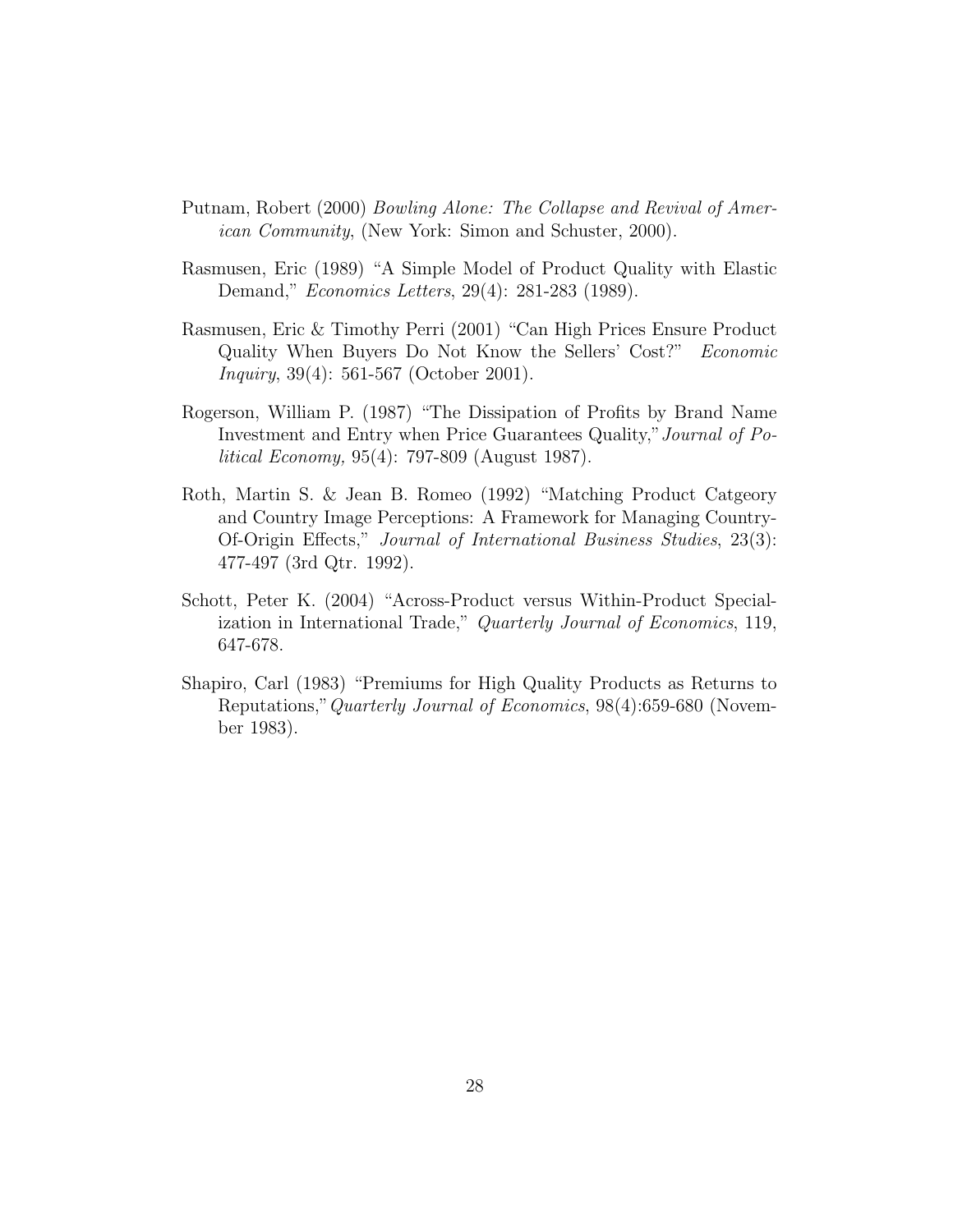Putnam, Robert (2000) *Bowling Alone: The Collapse and Revival of American Community*, (New York: Simon and Schuster, 2000).

Rasmusen, Eric (1989) "A Simple Model of Product Quality with Elastic Demand," *Economics Letters*, 29(4): 281-283 (1989).

Rasmusen, Eric & Timothy Perri (2001) "Can High Prices Ensure Product Quality When Buyers Do Not Know the Sellers' Cost?" *Economic Inquiry*, 39(4): 561-567 (October 2001).

Rogerson, William P. (1987) "The Dissipation of Profits by Brand Name Investment and Entry when Price Guarantees Quality," *Journal of Political Economy,* 95(4): 797-809 (August 1987).

Roth, Martin S. & Jean B. Romeo (1992) "Matching Product Catgeory and Country Image Perceptions: A Framework for Managing Country-Of-Origin Effects," *Journal of International Business Studies*, 23(3): 477-497 (3rd Qtr. 1992).

Schott, Peter K. (2004) "Across-Product versus Within-Product Specialization in International Trade," *Quarterly Journal of Economics*, 119, 647-678.

Shapiro, Carl (1983) "Premiums for High Quality Products as Returns to Reputations," *Quarterly Journal of Economics*, 98(4):659-680 (November 1983).